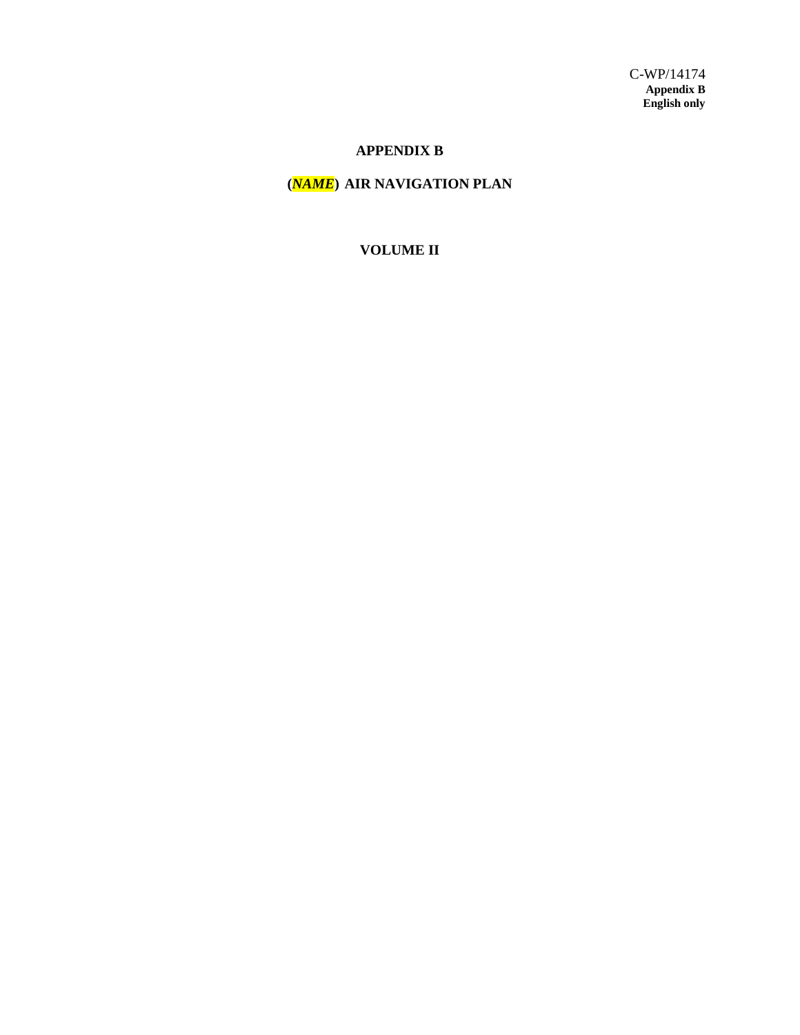C-WP/14174
**Appendix B**
**English only**

# APPENDIX B

# (*NAME*) AIR NAVIGATION PLAN

## VOLUME II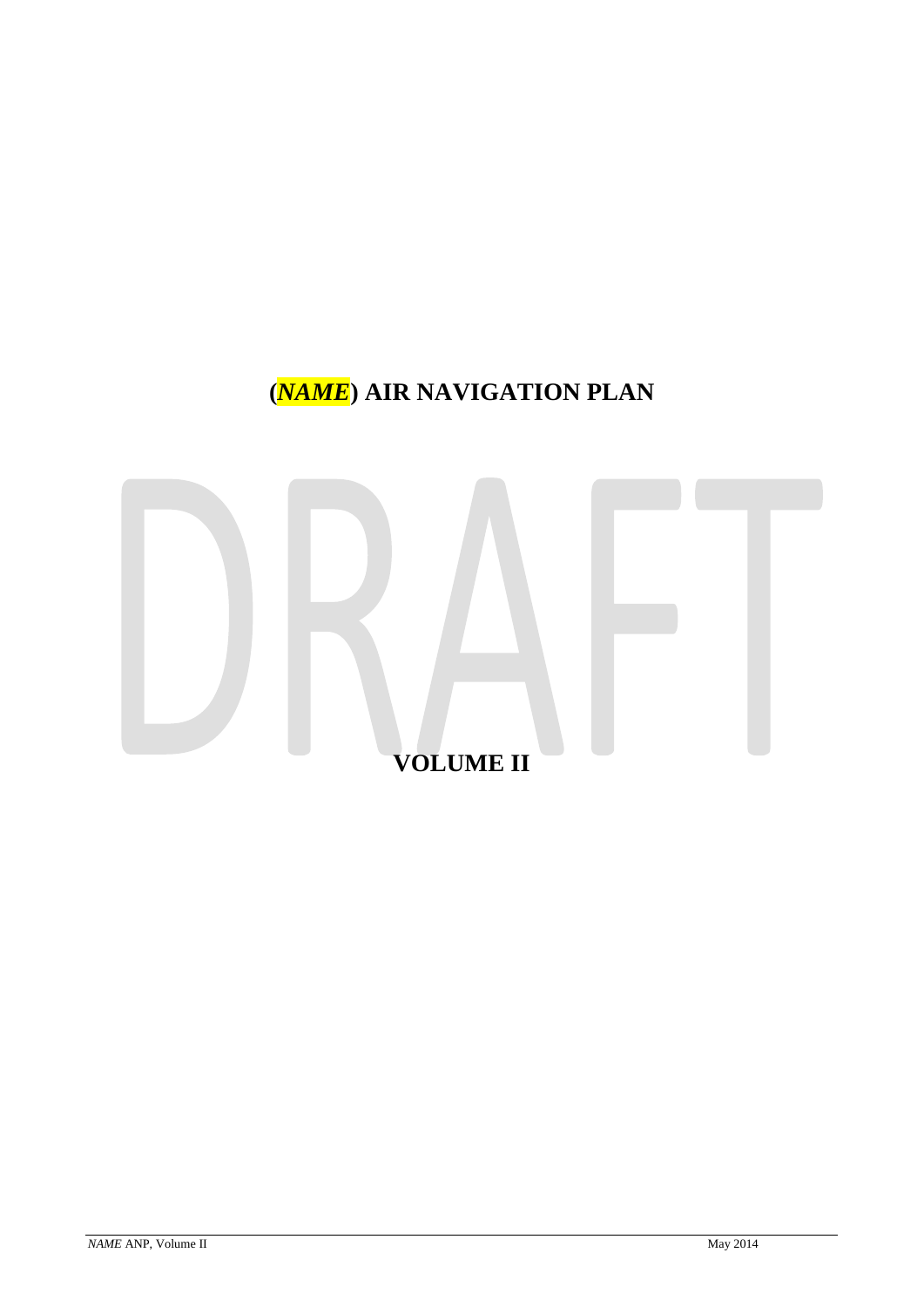# (*NAME*) AIR NAVIGATION PLAN

DRAFT

## VOLUME II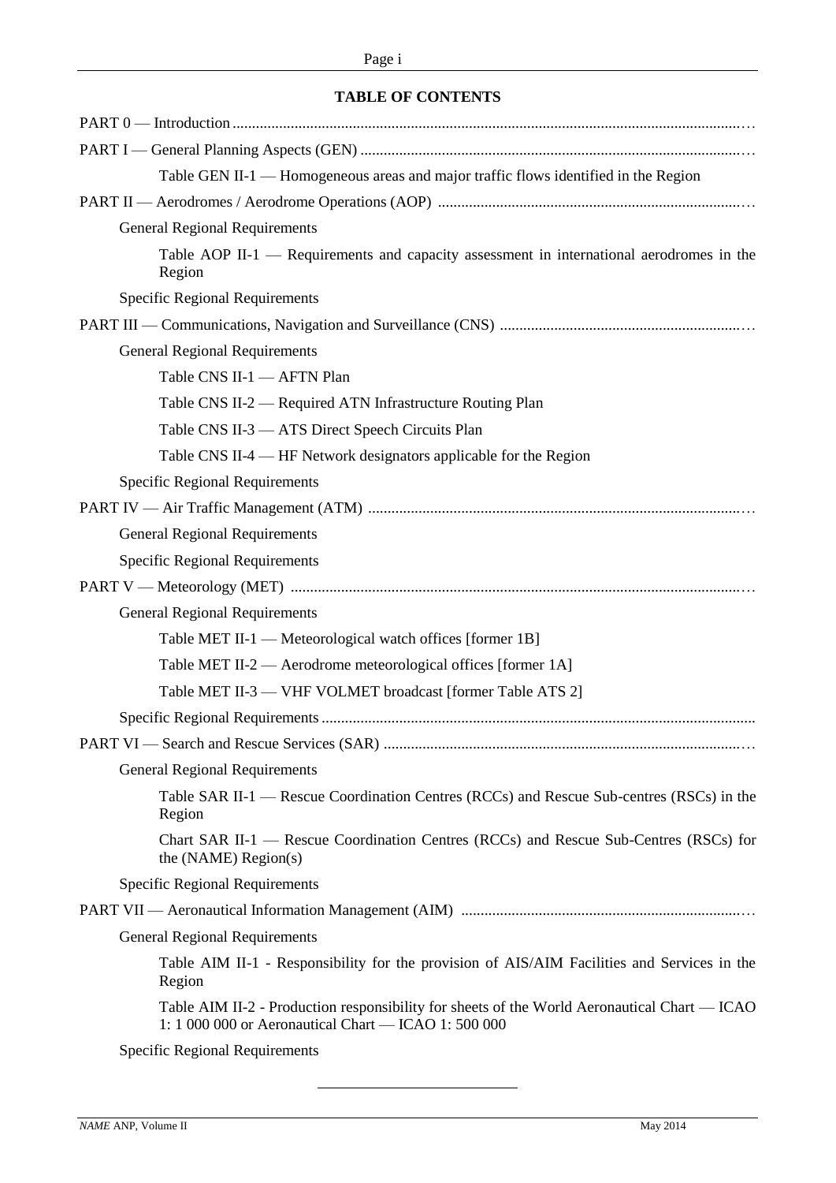**TABLE OF CONTENTS**

PART 0 — Introduction

PART I — General Planning Aspects (GEN)

- Table GEN II-1 — Homogeneous areas and major traffic flows identified in the Region

PART II — Aerodromes / Aerodrome Operations (AOP)

- General Regional Requirements
  - Table AOP II-1 — Requirements and capacity assessment in international aerodromes in the Region
- Specific Regional Requirements

PART III — Communications, Navigation and Surveillance (CNS)

- General Regional Requirements
  - Table CNS II-1 — AFTN Plan
  - Table CNS II-2 — Required ATN Infrastructure Routing Plan
  - Table CNS II-3 — ATS Direct Speech Circuits Plan
  - Table CNS II-4 — HF Network designators applicable for the Region
- Specific Regional Requirements

PART IV — Air Traffic Management (ATM)

- General Regional Requirements
- Specific Regional Requirements

PART V — Meteorology (MET)

- General Regional Requirements
  - Table MET II-1 — Meteorological watch offices [former 1B]
  - Table MET II-2 — Aerodrome meteorological offices [former 1A]
  - Table MET II-3 — VHF VOLMET broadcast [former Table ATS 2]
- Specific Regional Requirements

PART VI — Search and Rescue Services (SAR)

- General Regional Requirements
  - Table SAR II-1 — Rescue Coordination Centres (RCCs) and Rescue Sub-centres (RSCs) in the Region
  - Chart SAR II-1 — Rescue Coordination Centres (RCCs) and Rescue Sub-Centres (RSCs) for the (NAME) Region(s)
- Specific Regional Requirements

PART VII — Aeronautical Information Management (AIM)

- General Regional Requirements
  - Table AIM II-1 - Responsibility for the provision of AIS/AIM Facilities and Services in the Region
  - Table AIM II-2 - Production responsibility for sheets of the World Aeronautical Chart — ICAO 1: 1 000 000 or Aeronautical Chart — ICAO 1: 500 000
- Specific Regional Requirements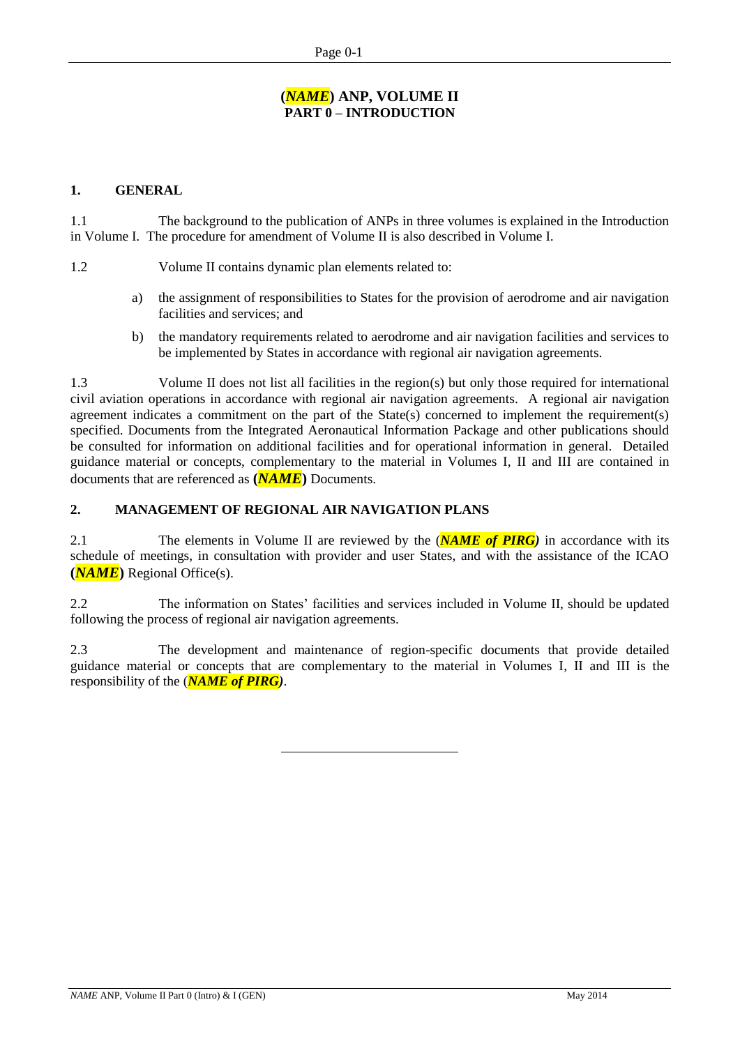# (*NAME*) ANP, VOLUME II
## PART 0 – INTRODUCTION

### 1. GENERAL

1.1 The background to the publication of ANPs in three volumes is explained in the Introduction in Volume I. The procedure for amendment of Volume II is also described in Volume I.

1.2 Volume II contains dynamic plan elements related to:

a) the assignment of responsibilities to States for the provision of aerodrome and air navigation facilities and services; and

b) the mandatory requirements related to aerodrome and air navigation facilities and services to be implemented by States in accordance with regional air navigation agreements.

1.3 Volume II does not list all facilities in the region(s) but only those required for international civil aviation operations in accordance with regional air navigation agreements. A regional air navigation agreement indicates a commitment on the part of the State(s) concerned to implement the requirement(s) specified. Documents from the Integrated Aeronautical Information Package and other publications should be consulted for information on additional facilities and for operational information in general. Detailed guidance material or concepts, complementary to the material in Volumes I, II and III are contained in documents that are referenced as **(*NAME*)** Documents.

### 2. MANAGEMENT OF REGIONAL AIR NAVIGATION PLANS

2.1 The elements in Volume II are reviewed by the (***NAME of PIRG***) in accordance with its schedule of meetings, in consultation with provider and user States, and with the assistance of the ICAO **(*NAME*)** Regional Office(s).

2.2 The information on States' facilities and services included in Volume II, should be updated following the process of regional air navigation agreements.

2.3 The development and maintenance of region-specific documents that provide detailed guidance material or concepts that are complementary to the material in Volumes I, II and III is the responsibility of the (***NAME of PIRG***).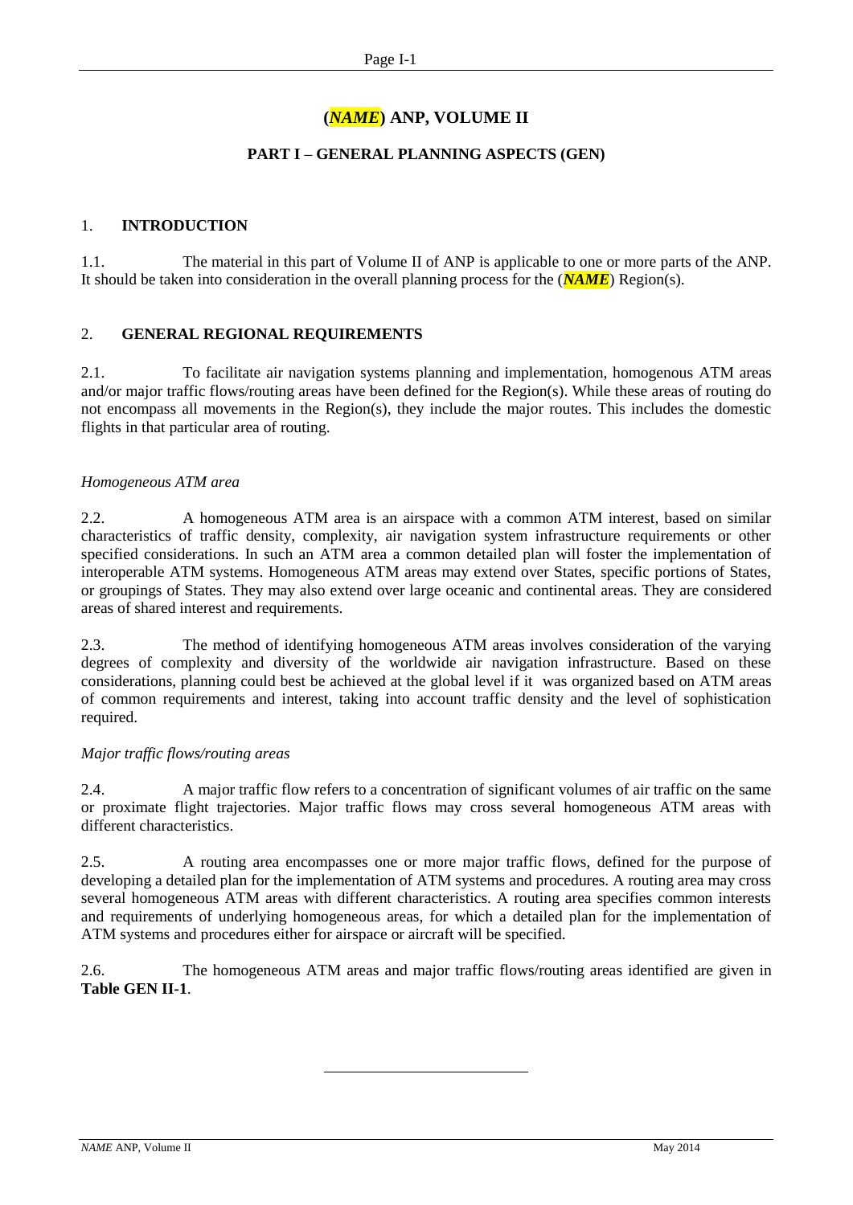# (*NAME*) ANP, VOLUME II

## PART I – GENERAL PLANNING ASPECTS (GEN)

### 1. INTRODUCTION

1.1. The material in this part of Volume II of ANP is applicable to one or more parts of the ANP. It should be taken into consideration in the overall planning process for the (***NAME***) Region(s).

### 2. GENERAL REGIONAL REQUIREMENTS

2.1. To facilitate air navigation systems planning and implementation, homogenous ATM areas and/or major traffic flows/routing areas have been defined for the Region(s). While these areas of routing do not encompass all movements in the Region(s), they include the major routes. This includes the domestic flights in that particular area of routing.

*Homogeneous ATM area*

2.2. A homogeneous ATM area is an airspace with a common ATM interest, based on similar characteristics of traffic density, complexity, air navigation system infrastructure requirements or other specified considerations. In such an ATM area a common detailed plan will foster the implementation of interoperable ATM systems. Homogeneous ATM areas may extend over States, specific portions of States, or groupings of States. They may also extend over large oceanic and continental areas. They are considered areas of shared interest and requirements.

2.3. The method of identifying homogeneous ATM areas involves consideration of the varying degrees of complexity and diversity of the worldwide air navigation infrastructure. Based on these considerations, planning could best be achieved at the global level if it was organized based on ATM areas of common requirements and interest, taking into account traffic density and the level of sophistication required.

*Major traffic flows/routing areas*

2.4. A major traffic flow refers to a concentration of significant volumes of air traffic on the same or proximate flight trajectories. Major traffic flows may cross several homogeneous ATM areas with different characteristics.

2.5. A routing area encompasses one or more major traffic flows, defined for the purpose of developing a detailed plan for the implementation of ATM systems and procedures. A routing area may cross several homogeneous ATM areas with different characteristics. A routing area specifies common interests and requirements of underlying homogeneous areas, for which a detailed plan for the implementation of ATM systems and procedures either for airspace or aircraft will be specified.

2.6. The homogeneous ATM areas and major traffic flows/routing areas identified are given in **Table GEN II-1**.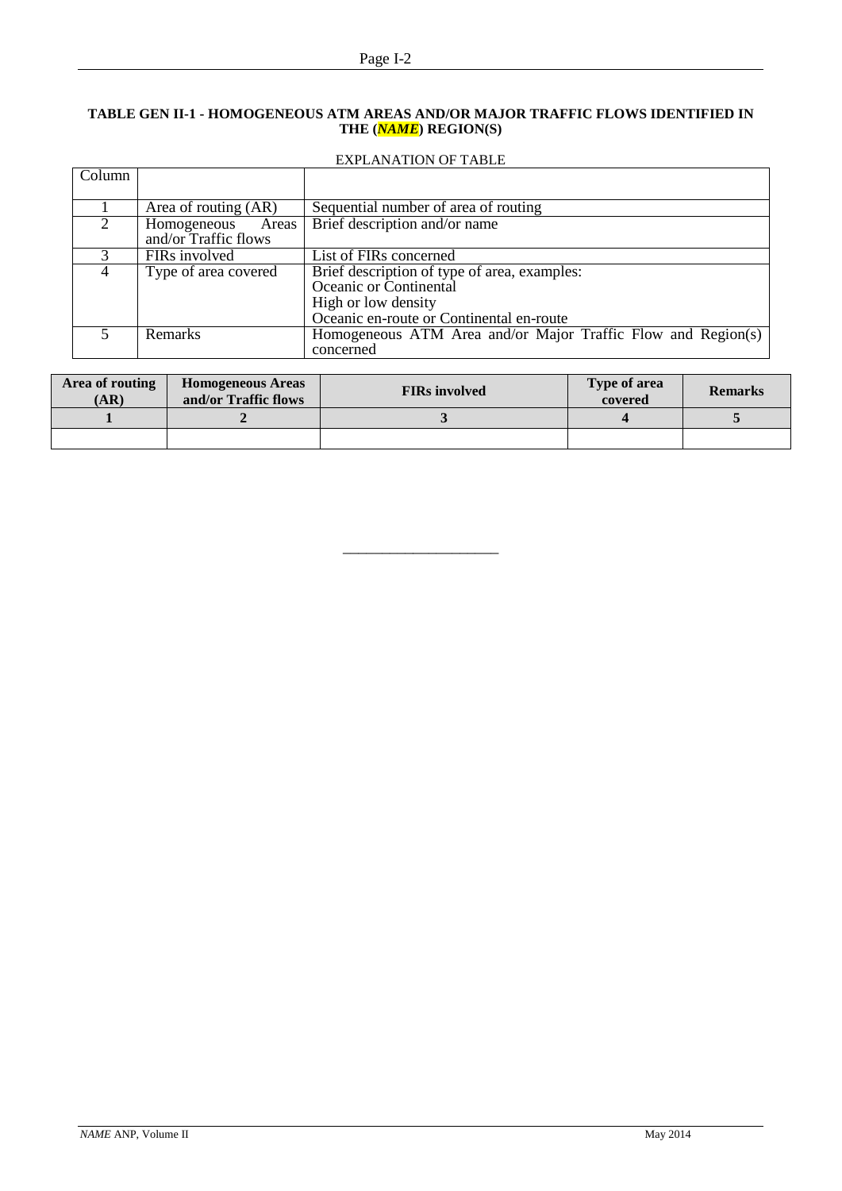**TABLE GEN II-1 - HOMOGENEOUS ATM AREAS AND/OR MAJOR TRAFFIC FLOWS IDENTIFIED IN THE (*NAME*) REGION(S)**

EXPLANATION OF TABLE

| Column | | |
|---|---|---|
| 1 | Area of routing (AR) | Sequential number of area of routing |
| 2 | Homogeneous Areas and/or Traffic flows | Brief description and/or name |
| 3 | FIRs involved | List of FIRs concerned |
| 4 | Type of area covered | Brief description of type of area, examples:<br>Oceanic or Continental<br>High or low density<br>Oceanic en-route or Continental en-route |
| 5 | Remarks | Homogeneous ATM Area and/or Major Traffic Flow and Region(s) concerned |

| Area of routing (AR) | Homogeneous Areas and/or Traffic flows | FIRs involved | Type of area covered | Remarks |
|---|---|---|---|---|
| **1** | **2** | **3** | **4** | **5** |
| | | | | |

______________________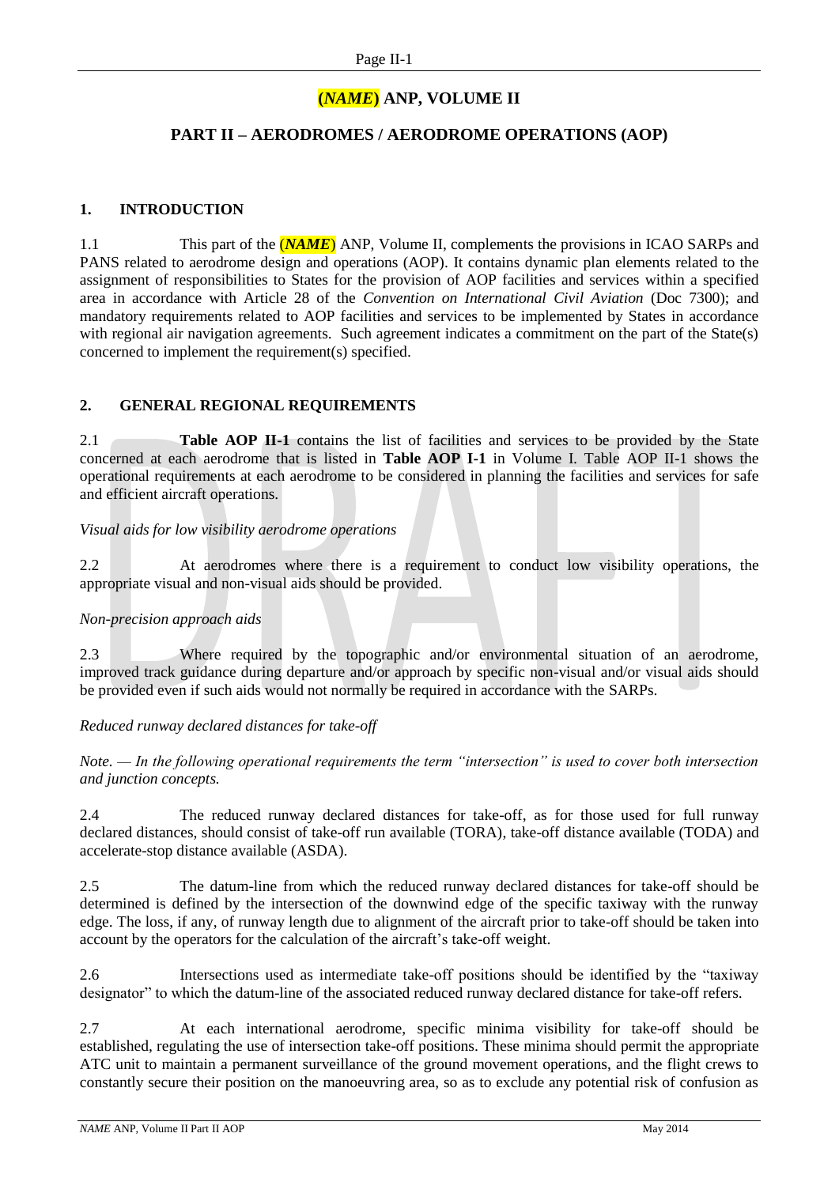# (*NAME*) ANP, VOLUME II

## PART II – AERODROMES / AERODROME OPERATIONS (AOP)

### 1. INTRODUCTION

1.1 This part of the (*NAME*) ANP, Volume II, complements the provisions in ICAO SARPs and PANS related to aerodrome design and operations (AOP). It contains dynamic plan elements related to the assignment of responsibilities to States for the provision of AOP facilities and services within a specified area in accordance with Article 28 of the *Convention on International Civil Aviation* (Doc 7300); and mandatory requirements related to AOP facilities and services to be implemented by States in accordance with regional air navigation agreements. Such agreement indicates a commitment on the part of the State(s) concerned to implement the requirement(s) specified.

### 2. GENERAL REGIONAL REQUIREMENTS

2.1 **Table AOP II-1** contains the list of facilities and services to be provided by the State concerned at each aerodrome that is listed in **Table AOP I-1** in Volume I. Table AOP II-1 shows the operational requirements at each aerodrome to be considered in planning the facilities and services for safe and efficient aircraft operations.

*Visual aids for low visibility aerodrome operations*

2.2 At aerodromes where there is a requirement to conduct low visibility operations, the appropriate visual and non-visual aids should be provided.

*Non-precision approach aids*

2.3 Where required by the topographic and/or environmental situation of an aerodrome, improved track guidance during departure and/or approach by specific non-visual and/or visual aids should be provided even if such aids would not normally be required in accordance with the SARPs.

*Reduced runway declared distances for take-off*

*Note. — In the following operational requirements the term "intersection" is used to cover both intersection and junction concepts.*

2.4 The reduced runway declared distances for take-off, as for those used for full runway declared distances, should consist of take-off run available (TORA), take-off distance available (TODA) and accelerate-stop distance available (ASDA).

2.5 The datum-line from which the reduced runway declared distances for take-off should be determined is defined by the intersection of the downwind edge of the specific taxiway with the runway edge. The loss, if any, of runway length due to alignment of the aircraft prior to take-off should be taken into account by the operators for the calculation of the aircraft's take-off weight.

2.6 Intersections used as intermediate take-off positions should be identified by the "taxiway designator" to which the datum-line of the associated reduced runway declared distance for take-off refers.

2.7 At each international aerodrome, specific minima visibility for take-off should be established, regulating the use of intersection take-off positions. These minima should permit the appropriate ATC unit to maintain a permanent surveillance of the ground movement operations, and the flight crews to constantly secure their position on the manoeuvring area, so as to exclude any potential risk of confusion as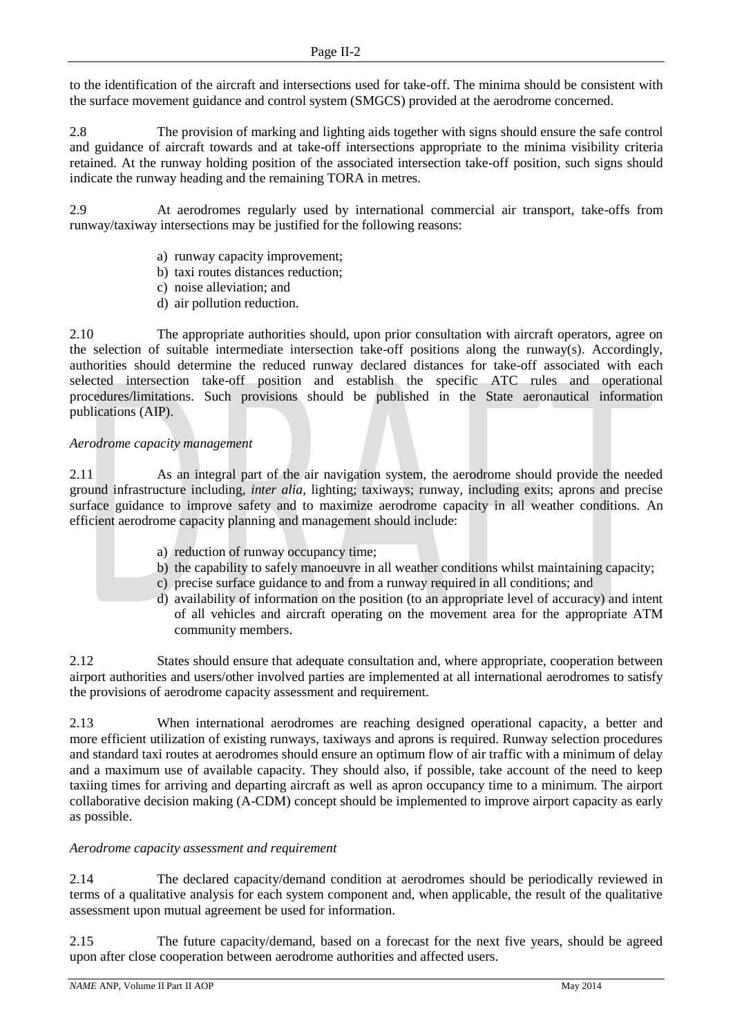to the identification of the aircraft and intersections used for take-off. The minima should be consistent with the surface movement guidance and control system (SMGCS) provided at the aerodrome concerned.

2.8 The provision of marking and lighting aids together with signs should ensure the safe control and guidance of aircraft towards and at take-off intersections appropriate to the minima visibility criteria retained. At the runway holding position of the associated intersection take-off position, such signs should indicate the runway heading and the remaining TORA in metres.

2.9 At aerodromes regularly used by international commercial air transport, take-offs from runway/taxiway intersections may be justified for the following reasons:

a) runway capacity improvement;
b) taxi routes distances reduction;
c) noise alleviation; and
d) air pollution reduction.

2.10 The appropriate authorities should, upon prior consultation with aircraft operators, agree on the selection of suitable intermediate intersection take-off positions along the runway(s). Accordingly, authorities should determine the reduced runway declared distances for take-off associated with each selected intersection take-off position and establish the specific ATC rules and operational procedures/limitations. Such provisions should be published in the State aeronautical information publications (AIP).

*Aerodrome capacity management*

2.11 As an integral part of the air navigation system, the aerodrome should provide the needed ground infrastructure including, *inter alia*, lighting; taxiways; runway, including exits; aprons and precise surface guidance to improve safety and to maximize aerodrome capacity in all weather conditions. An efficient aerodrome capacity planning and management should include:

a) reduction of runway occupancy time;
b) the capability to safely manoeuvre in all weather conditions whilst maintaining capacity;
c) precise surface guidance to and from a runway required in all conditions; and
d) availability of information on the position (to an appropriate level of accuracy) and intent of all vehicles and aircraft operating on the movement area for the appropriate ATM community members.

2.12 States should ensure that adequate consultation and, where appropriate, cooperation between airport authorities and users/other involved parties are implemented at all international aerodromes to satisfy the provisions of aerodrome capacity assessment and requirement.

2.13 When international aerodromes are reaching designed operational capacity, a better and more efficient utilization of existing runways, taxiways and aprons is required. Runway selection procedures and standard taxi routes at aerodromes should ensure an optimum flow of air traffic with a minimum of delay and a maximum use of available capacity. They should also, if possible, take account of the need to keep taxiing times for arriving and departing aircraft as well as apron occupancy time to a minimum. The airport collaborative decision making (A-CDM) concept should be implemented to improve airport capacity as early as possible.

*Aerodrome capacity assessment and requirement*

2.14 The declared capacity/demand condition at aerodromes should be periodically reviewed in terms of a qualitative analysis for each system component and, when applicable, the result of the qualitative assessment upon mutual agreement be used for information.

2.15 The future capacity/demand, based on a forecast for the next five years, should be agreed upon after close cooperation between aerodrome authorities and affected users.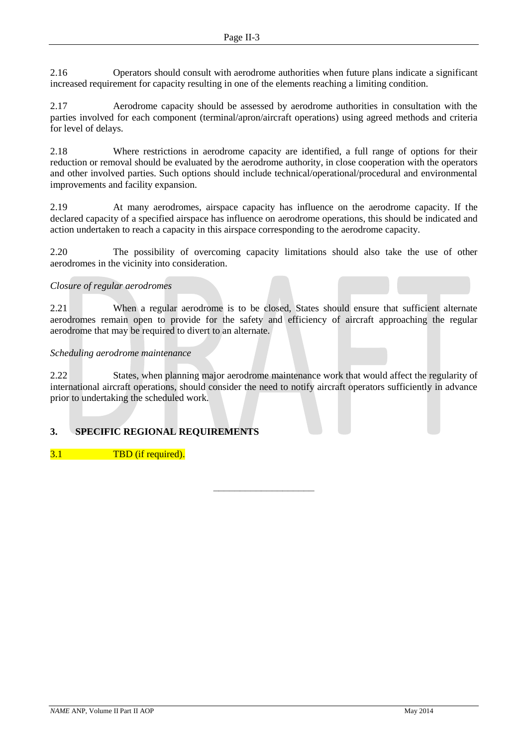2.16 Operators should consult with aerodrome authorities when future plans indicate a significant increased requirement for capacity resulting in one of the elements reaching a limiting condition.

2.17 Aerodrome capacity should be assessed by aerodrome authorities in consultation with the parties involved for each component (terminal/apron/aircraft operations) using agreed methods and criteria for level of delays.

2.18 Where restrictions in aerodrome capacity are identified, a full range of options for their reduction or removal should be evaluated by the aerodrome authority, in close cooperation with the operators and other involved parties. Such options should include technical/operational/procedural and environmental improvements and facility expansion.

2.19 At many aerodromes, airspace capacity has influence on the aerodrome capacity. If the declared capacity of a specified airspace has influence on aerodrome operations, this should be indicated and action undertaken to reach a capacity in this airspace corresponding to the aerodrome capacity.

2.20 The possibility of overcoming capacity limitations should also take the use of other aerodromes in the vicinity into consideration.

*Closure of regular aerodromes*

2.21 When a regular aerodrome is to be closed, States should ensure that sufficient alternate aerodromes remain open to provide for the safety and efficiency of aircraft approaching the regular aerodrome that may be required to divert to an alternate.

*Scheduling aerodrome maintenance*

2.22 States, when planning major aerodrome maintenance work that would affect the regularity of international aircraft operations, should consider the need to notify aircraft operators sufficiently in advance prior to undertaking the scheduled work.

## 3. SPECIFIC REGIONAL REQUIREMENTS

3.1 TBD (if required).

---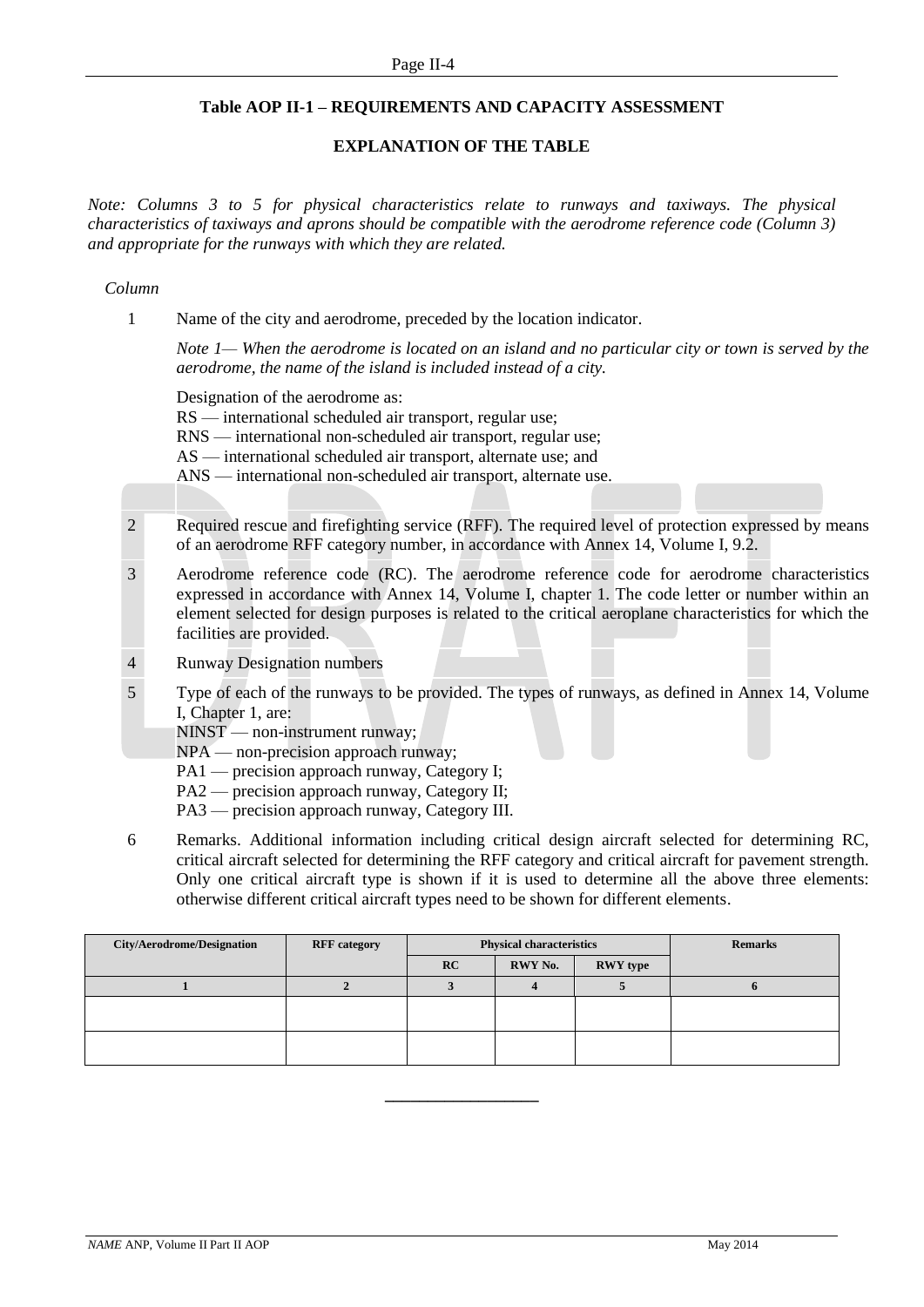## Table AOP II-1 – REQUIREMENTS AND CAPACITY ASSESSMENT

### EXPLANATION OF THE TABLE

*Note: Columns 3 to 5 for physical characteristics relate to runways and taxiways. The physical characteristics of taxiways and aprons should be compatible with the aerodrome reference code (Column 3) and appropriate for the runways with which they are related.*

*Column*

1 Name of the city and aerodrome, preceded by the location indicator.

*Note 1— When the aerodrome is located on an island and no particular city or town is served by the aerodrome, the name of the island is included instead of a city.*

Designation of the aerodrome as:
RS — international scheduled air transport, regular use;
RNS — international non-scheduled air transport, regular use;
AS — international scheduled air transport, alternate use; and
ANS — international non-scheduled air transport, alternate use.

2 Required rescue and firefighting service (RFF). The required level of protection expressed by means of an aerodrome RFF category number, in accordance with Annex 14, Volume I, 9.2.

3 Aerodrome reference code (RC). The aerodrome reference code for aerodrome characteristics expressed in accordance with Annex 14, Volume I, chapter 1. The code letter or number within an element selected for design purposes is related to the critical aeroplane characteristics for which the facilities are provided.

4 Runway Designation numbers

5 Type of each of the runways to be provided. The types of runways, as defined in Annex 14, Volume I, Chapter 1, are:
NINST — non-instrument runway;
NPA — non-precision approach runway;
PA1 — precision approach runway, Category I;
PA2 — precision approach runway, Category II;
PA3 — precision approach runway, Category III.

6 Remarks. Additional information including critical design aircraft selected for determining RC, critical aircraft selected for determining the RFF category and critical aircraft for pavement strength. Only one critical aircraft type is shown if it is used to determine all the above three elements: otherwise different critical aircraft types need to be shown for different elements.

| City/Aerodrome/Designation | RFF category | Physical characteristics | | | Remarks |
|---|---|---|---|---|---|
| | | RC | RWY No. | RWY type | |
| 1 | 2 | 3 | 4 | 5 | 6 |
| | | | | | |
| | | | | | |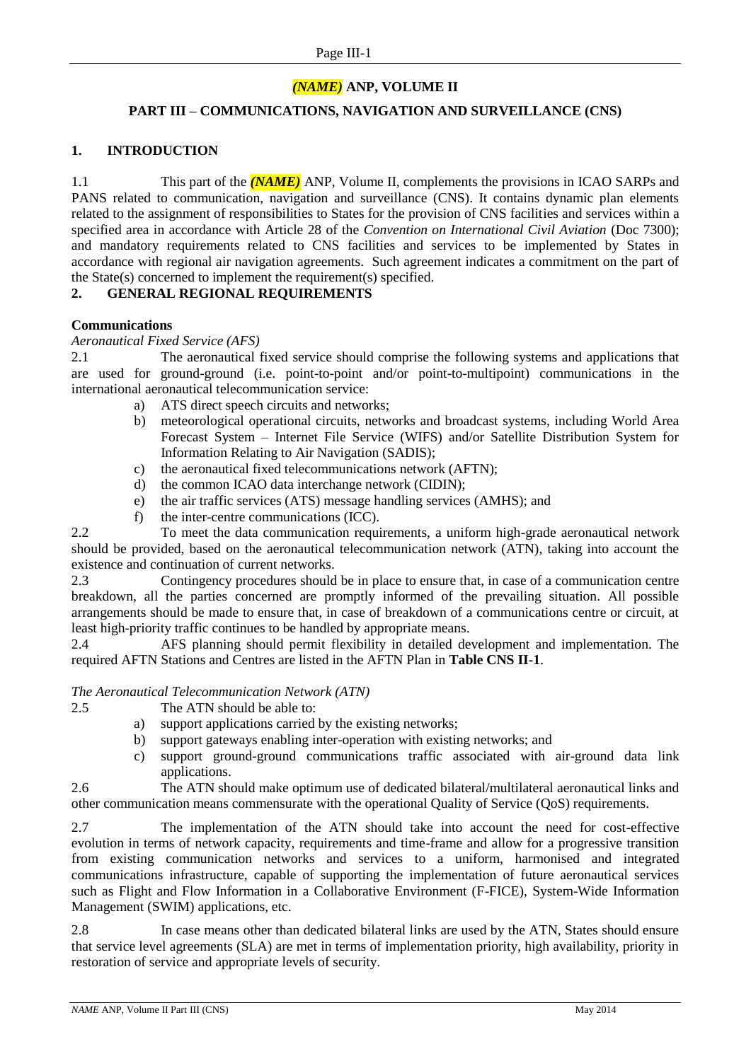# *(NAME)* ANP, VOLUME II

## PART III – COMMUNICATIONS, NAVIGATION AND SURVEILLANCE (CNS)

### 1. INTRODUCTION

1.1 This part of the ***(NAME)*** ANP, Volume II, complements the provisions in ICAO SARPs and PANS related to communication, navigation and surveillance (CNS). It contains dynamic plan elements related to the assignment of responsibilities to States for the provision of CNS facilities and services within a specified area in accordance with Article 28 of the *Convention on International Civil Aviation* (Doc 7300); and mandatory requirements related to CNS facilities and services to be implemented by States in accordance with regional air navigation agreements. Such agreement indicates a commitment on the part of the State(s) concerned to implement the requirement(s) specified.

### 2. GENERAL REGIONAL REQUIREMENTS

**Communications**

*Aeronautical Fixed Service (AFS)*

2.1 The aeronautical fixed service should comprise the following systems and applications that are used for ground-ground (i.e. point-to-point and/or point-to-multipoint) communications in the international aeronautical telecommunication service:

a) ATS direct speech circuits and networks;
b) meteorological operational circuits, networks and broadcast systems, including World Area Forecast System – Internet File Service (WIFS) and/or Satellite Distribution System for Information Relating to Air Navigation (SADIS);
c) the aeronautical fixed telecommunications network (AFTN);
d) the common ICAO data interchange network (CIDIN);
e) the air traffic services (ATS) message handling services (AMHS); and
f) the inter-centre communications (ICC).

2.2 To meet the data communication requirements, a uniform high-grade aeronautical network should be provided, based on the aeronautical telecommunication network (ATN), taking into account the existence and continuation of current networks.

2.3 Contingency procedures should be in place to ensure that, in case of a communication centre breakdown, all the parties concerned are promptly informed of the prevailing situation. All possible arrangements should be made to ensure that, in case of breakdown of a communications centre or circuit, at least high-priority traffic continues to be handled by appropriate means.

2.4 AFS planning should permit flexibility in detailed development and implementation. The required AFTN Stations and Centres are listed in the AFTN Plan in **Table CNS II-1**.

*The Aeronautical Telecommunication Network (ATN)*

2.5 The ATN should be able to:

a) support applications carried by the existing networks;
b) support gateways enabling inter-operation with existing networks; and
c) support ground-ground communications traffic associated with air-ground data link applications.

2.6 The ATN should make optimum use of dedicated bilateral/multilateral aeronautical links and other communication means commensurate with the operational Quality of Service (QoS) requirements.

2.7 The implementation of the ATN should take into account the need for cost-effective evolution in terms of network capacity, requirements and time-frame and allow for a progressive transition from existing communication networks and services to a uniform, harmonised and integrated communications infrastructure, capable of supporting the implementation of future aeronautical services such as Flight and Flow Information in a Collaborative Environment (F-FICE), System-Wide Information Management (SWIM) applications, etc.

2.8 In case means other than dedicated bilateral links are used by the ATN, States should ensure that service level agreements (SLA) are met in terms of implementation priority, high availability, priority in restoration of service and appropriate levels of security.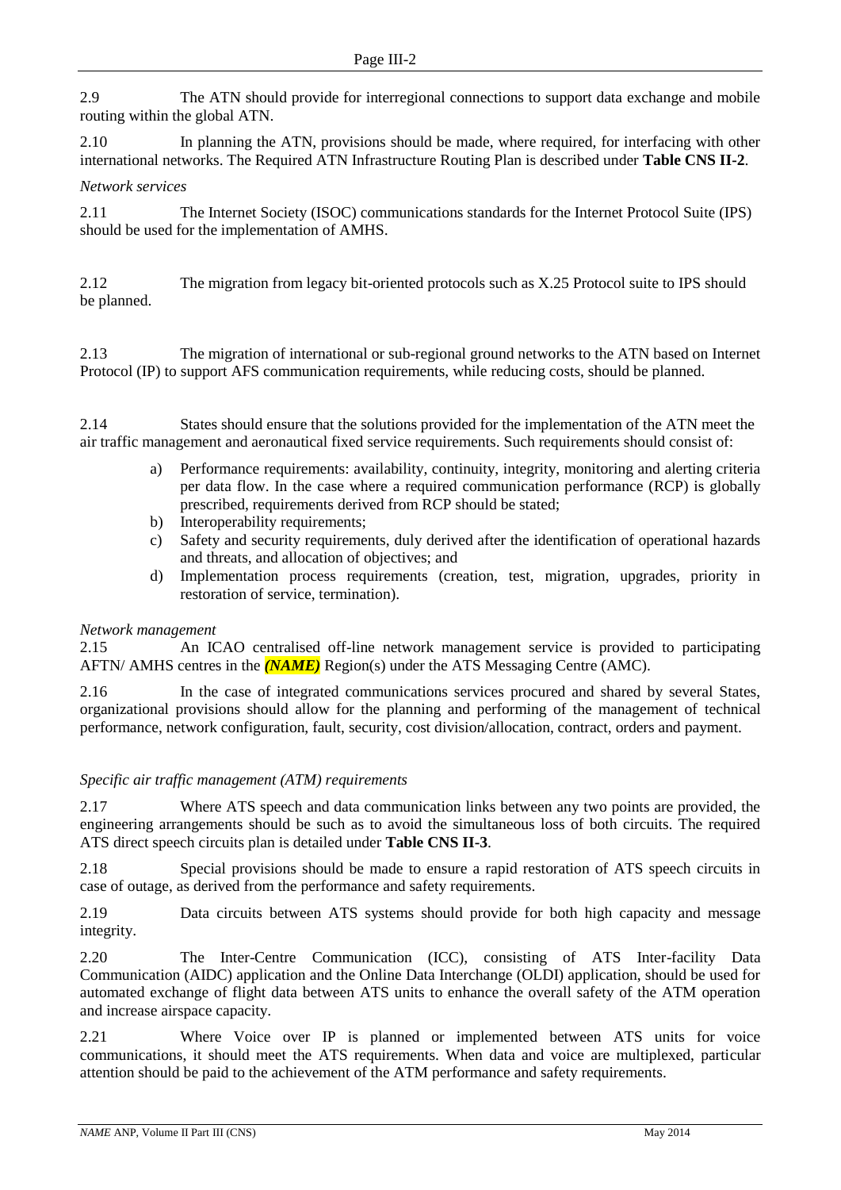2.9 The ATN should provide for interregional connections to support data exchange and mobile routing within the global ATN.

2.10 In planning the ATN, provisions should be made, where required, for interfacing with other international networks. The Required ATN Infrastructure Routing Plan is described under **Table CNS II-2**.

*Network services*

2.11 The Internet Society (ISOC) communications standards for the Internet Protocol Suite (IPS) should be used for the implementation of AMHS.

2.12 The migration from legacy bit-oriented protocols such as X.25 Protocol suite to IPS should be planned.

2.13 The migration of international or sub-regional ground networks to the ATN based on Internet Protocol (IP) to support AFS communication requirements, while reducing costs, should be planned.

2.14 States should ensure that the solutions provided for the implementation of the ATN meet the air traffic management and aeronautical fixed service requirements. Such requirements should consist of:

a) Performance requirements: availability, continuity, integrity, monitoring and alerting criteria per data flow. In the case where a required communication performance (RCP) is globally prescribed, requirements derived from RCP should be stated;
b) Interoperability requirements;
c) Safety and security requirements, duly derived after the identification of operational hazards and threats, and allocation of objectives; and
d) Implementation process requirements (creation, test, migration, upgrades, priority in restoration of service, termination).

*Network management*

2.15 An ICAO centralised off-line network management service is provided to participating AFTN/ AMHS centres in the ***(NAME)*** Region(s) under the ATS Messaging Centre (AMC).

2.16 In the case of integrated communications services procured and shared by several States, organizational provisions should allow for the planning and performing of the management of technical performance, network configuration, fault, security, cost division/allocation, contract, orders and payment.

*Specific air traffic management (ATM) requirements*

2.17 Where ATS speech and data communication links between any two points are provided, the engineering arrangements should be such as to avoid the simultaneous loss of both circuits. The required ATS direct speech circuits plan is detailed under **Table CNS II-3**.

2.18 Special provisions should be made to ensure a rapid restoration of ATS speech circuits in case of outage, as derived from the performance and safety requirements.

2.19 Data circuits between ATS systems should provide for both high capacity and message integrity.

2.20 The Inter-Centre Communication (ICC), consisting of ATS Inter-facility Data Communication (AIDC) application and the Online Data Interchange (OLDI) application, should be used for automated exchange of flight data between ATS units to enhance the overall safety of the ATM operation and increase airspace capacity.

2.21 Where Voice over IP is planned or implemented between ATS units for voice communications, it should meet the ATS requirements. When data and voice are multiplexed, particular attention should be paid to the achievement of the ATM performance and safety requirements.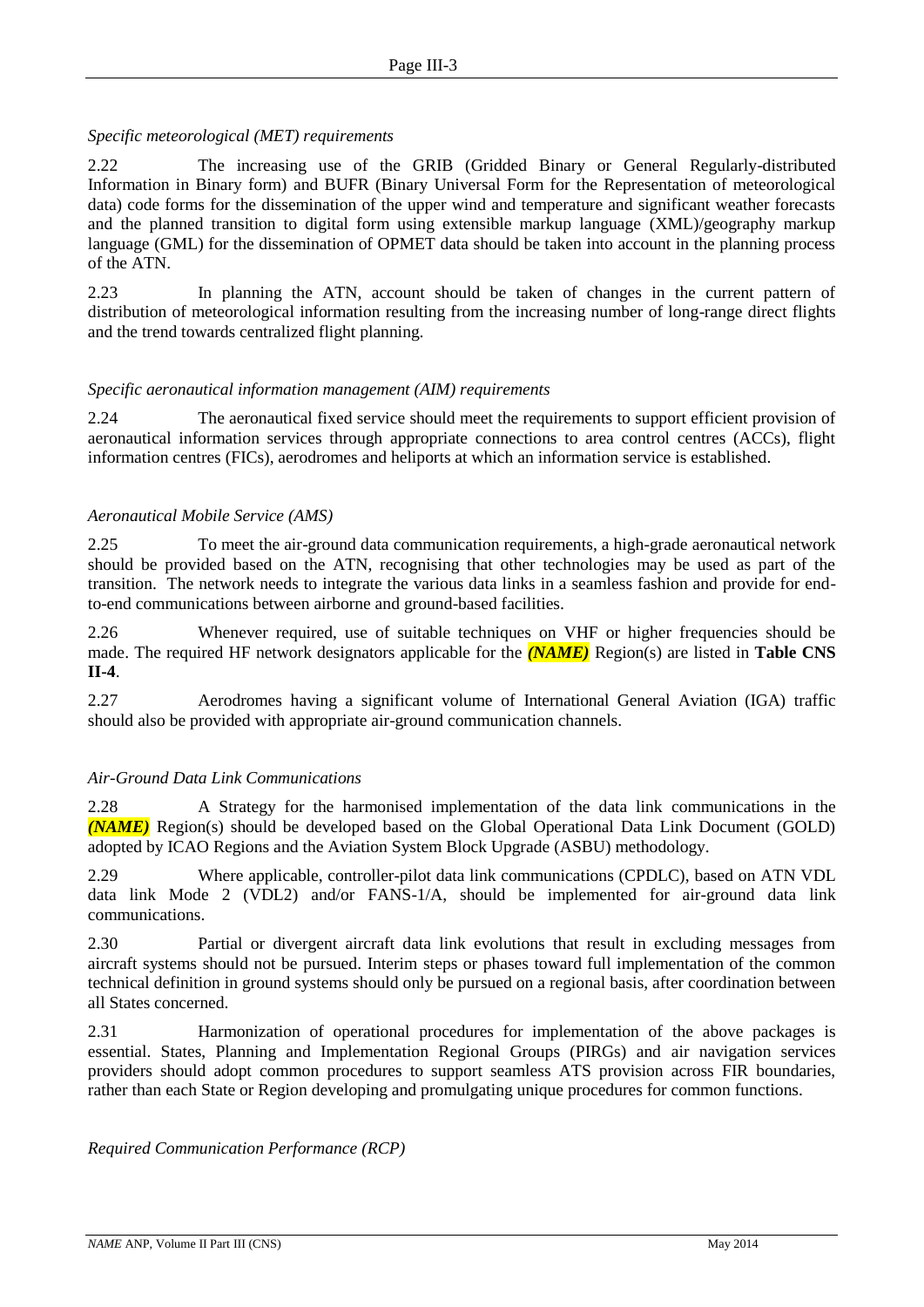*Specific meteorological (MET) requirements*

2.22 The increasing use of the GRIB (Gridded Binary or General Regularly-distributed Information in Binary form) and BUFR (Binary Universal Form for the Representation of meteorological data) code forms for the dissemination of the upper wind and temperature and significant weather forecasts and the planned transition to digital form using extensible markup language (XML)/geography markup language (GML) for the dissemination of OPMET data should be taken into account in the planning process of the ATN.

2.23 In planning the ATN, account should be taken of changes in the current pattern of distribution of meteorological information resulting from the increasing number of long-range direct flights and the trend towards centralized flight planning.

*Specific aeronautical information management (AIM) requirements*

2.24 The aeronautical fixed service should meet the requirements to support efficient provision of aeronautical information services through appropriate connections to area control centres (ACCs), flight information centres (FICs), aerodromes and heliports at which an information service is established.

*Aeronautical Mobile Service (AMS)*

2.25 To meet the air-ground data communication requirements, a high-grade aeronautical network should be provided based on the ATN, recognising that other technologies may be used as part of the transition. The network needs to integrate the various data links in a seamless fashion and provide for end-to-end communications between airborne and ground-based facilities.

2.26 Whenever required, use of suitable techniques on VHF or higher frequencies should be made. The required HF network designators applicable for the ***(NAME)*** Region(s) are listed in **Table CNS II-4**.

2.27 Aerodromes having a significant volume of International General Aviation (IGA) traffic should also be provided with appropriate air-ground communication channels.

*Air-Ground Data Link Communications*

2.28 A Strategy for the harmonised implementation of the data link communications in the ***(NAME)*** Region(s) should be developed based on the Global Operational Data Link Document (GOLD) adopted by ICAO Regions and the Aviation System Block Upgrade (ASBU) methodology.

2.29 Where applicable, controller-pilot data link communications (CPDLC), based on ATN VDL data link Mode 2 (VDL2) and/or FANS-1/A, should be implemented for air-ground data link communications.

2.30 Partial or divergent aircraft data link evolutions that result in excluding messages from aircraft systems should not be pursued. Interim steps or phases toward full implementation of the common technical definition in ground systems should only be pursued on a regional basis, after coordination between all States concerned.

2.31 Harmonization of operational procedures for implementation of the above packages is essential. States, Planning and Implementation Regional Groups (PIRGs) and air navigation services providers should adopt common procedures to support seamless ATS provision across FIR boundaries, rather than each State or Region developing and promulgating unique procedures for common functions.

*Required Communication Performance (RCP)*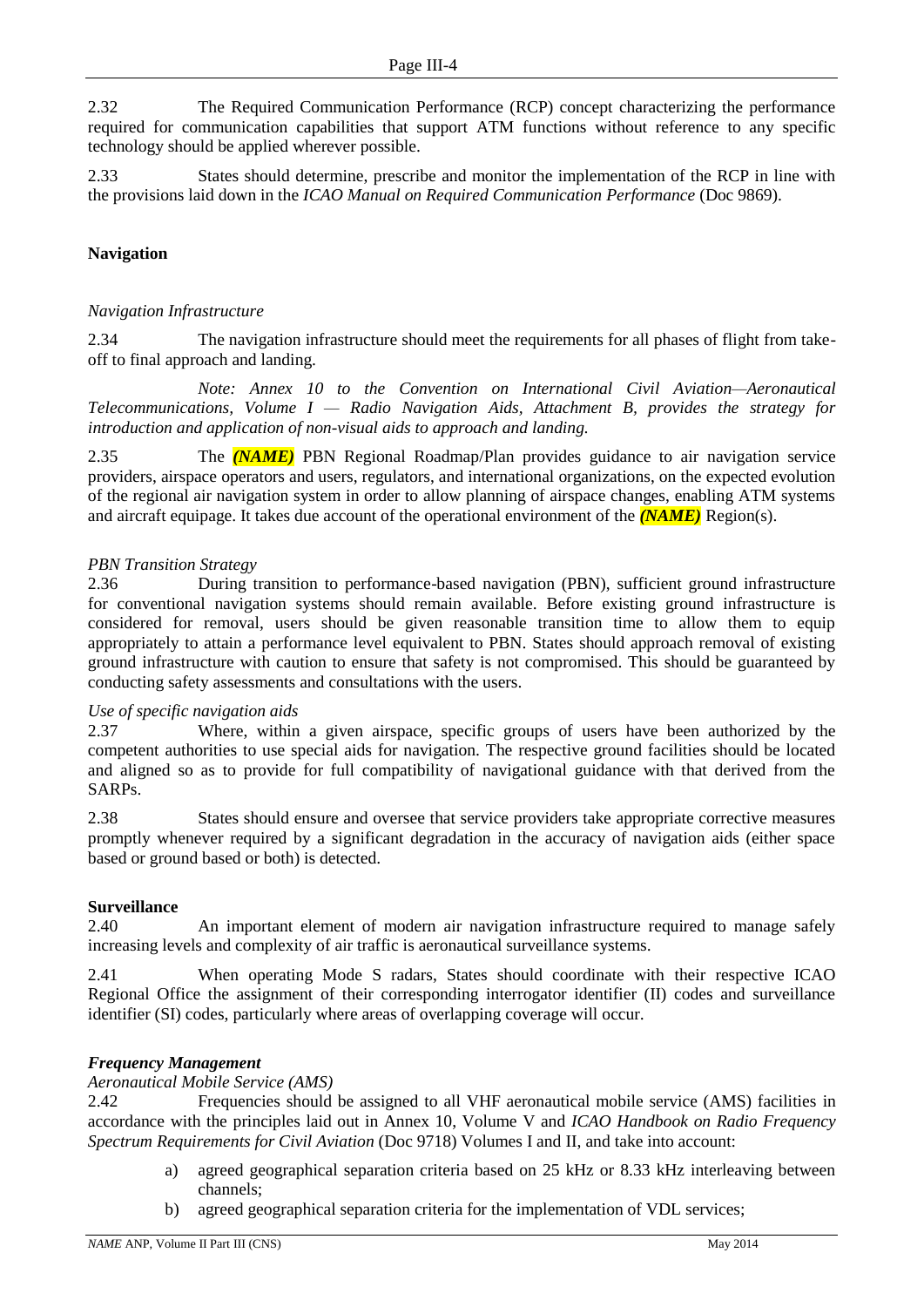2.32 The Required Communication Performance (RCP) concept characterizing the performance required for communication capabilities that support ATM functions without reference to any specific technology should be applied wherever possible.

2.33 States should determine, prescribe and monitor the implementation of the RCP in line with the provisions laid down in the *ICAO Manual on Required Communication Performance* (Doc 9869).

**Navigation**

*Navigation Infrastructure*

2.34 The navigation infrastructure should meet the requirements for all phases of flight from take-off to final approach and landing.

*Note: Annex 10 to the Convention on International Civil Aviation—Aeronautical Telecommunications, Volume I — Radio Navigation Aids, Attachment B, provides the strategy for introduction and application of non-visual aids to approach and landing.*

2.35 The ***(NAME)*** PBN Regional Roadmap/Plan provides guidance to air navigation service providers, airspace operators and users, regulators, and international organizations, on the expected evolution of the regional air navigation system in order to allow planning of airspace changes, enabling ATM systems and aircraft equipage. It takes due account of the operational environment of the ***(NAME)*** Region(s).

*PBN Transition Strategy*

2.36 During transition to performance-based navigation (PBN), sufficient ground infrastructure for conventional navigation systems should remain available. Before existing ground infrastructure is considered for removal, users should be given reasonable transition time to allow them to equip appropriately to attain a performance level equivalent to PBN. States should approach removal of existing ground infrastructure with caution to ensure that safety is not compromised. This should be guaranteed by conducting safety assessments and consultations with the users.

*Use of specific navigation aids*

2.37 Where, within a given airspace, specific groups of users have been authorized by the competent authorities to use special aids for navigation. The respective ground facilities should be located and aligned so as to provide for full compatibility of navigational guidance with that derived from the SARPs.

2.38 States should ensure and oversee that service providers take appropriate corrective measures promptly whenever required by a significant degradation in the accuracy of navigation aids (either space based or ground based or both) is detected.

**Surveillance**

2.40 An important element of modern air navigation infrastructure required to manage safely increasing levels and complexity of air traffic is aeronautical surveillance systems.

2.41 When operating Mode S radars, States should coordinate with their respective ICAO Regional Office the assignment of their corresponding interrogator identifier (II) codes and surveillance identifier (SI) codes, particularly where areas of overlapping coverage will occur.

***Frequency Management***

*Aeronautical Mobile Service (AMS)*

2.42 Frequencies should be assigned to all VHF aeronautical mobile service (AMS) facilities in accordance with the principles laid out in Annex 10, Volume V and *ICAO Handbook on Radio Frequency Spectrum Requirements for Civil Aviation* (Doc 9718) Volumes I and II, and take into account:

a) agreed geographical separation criteria based on 25 kHz or 8.33 kHz interleaving between channels;
b) agreed geographical separation criteria for the implementation of VDL services;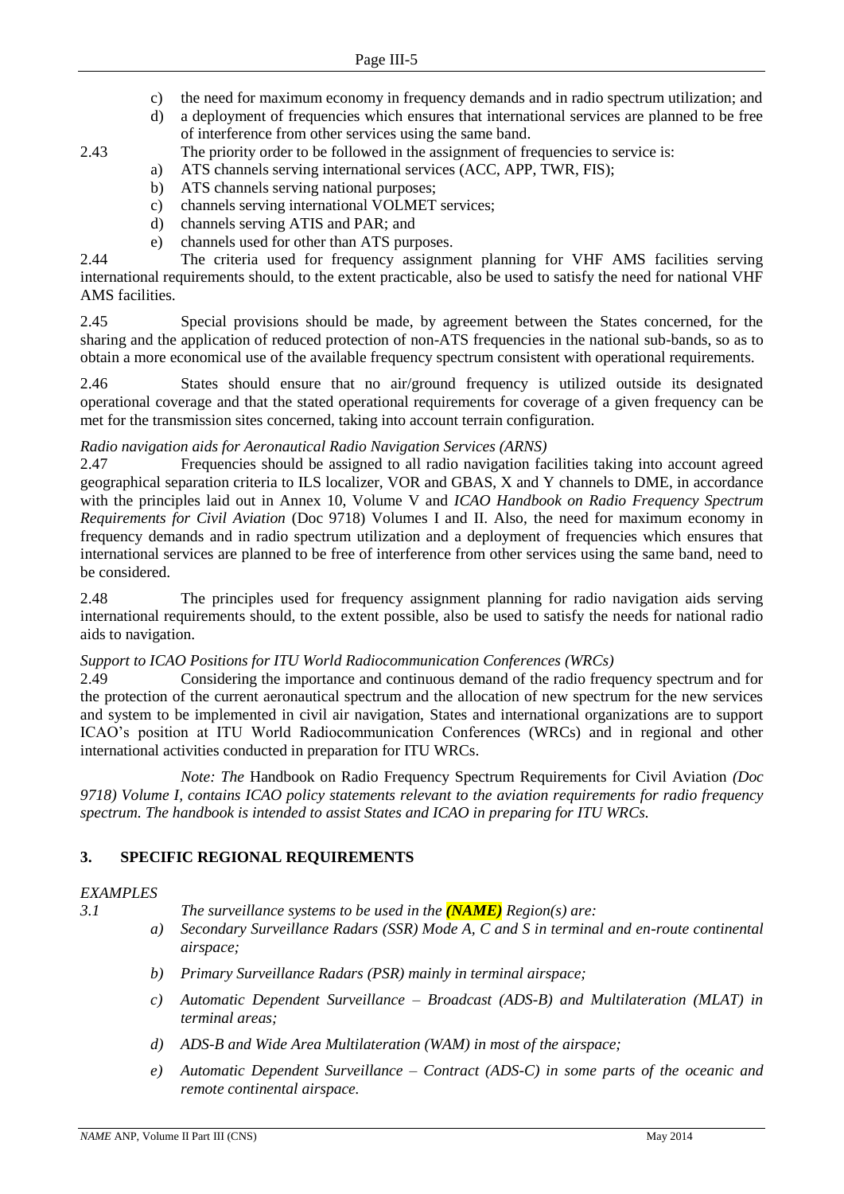c) the need for maximum economy in frequency demands and in radio spectrum utilization; and

d) a deployment of frequencies which ensures that international services are planned to be free of interference from other services using the same band.

2.43 The priority order to be followed in the assignment of frequencies to service is:

a) ATS channels serving international services (ACC, APP, TWR, FIS);

b) ATS channels serving national purposes;

c) channels serving international VOLMET services;

d) channels serving ATIS and PAR; and

e) channels used for other than ATS purposes.

2.44 The criteria used for frequency assignment planning for VHF AMS facilities serving international requirements should, to the extent practicable, also be used to satisfy the need for national VHF AMS facilities.

2.45 Special provisions should be made, by agreement between the States concerned, for the sharing and the application of reduced protection of non-ATS frequencies in the national sub-bands, so as to obtain a more economical use of the available frequency spectrum consistent with operational requirements.

2.46 States should ensure that no air/ground frequency is utilized outside its designated operational coverage and that the stated operational requirements for coverage of a given frequency can be met for the transmission sites concerned, taking into account terrain configuration.

*Radio navigation aids for Aeronautical Radio Navigation Services (ARNS)*

2.47 Frequencies should be assigned to all radio navigation facilities taking into account agreed geographical separation criteria to ILS localizer, VOR and GBAS, X and Y channels to DME, in accordance with the principles laid out in Annex 10, Volume V and *ICAO Handbook on Radio Frequency Spectrum Requirements for Civil Aviation* (Doc 9718) Volumes I and II. Also, the need for maximum economy in frequency demands and in radio spectrum utilization and a deployment of frequencies which ensures that international services are planned to be free of interference from other services using the same band, need to be considered.

2.48 The principles used for frequency assignment planning for radio navigation aids serving international requirements should, to the extent possible, also be used to satisfy the needs for national radio aids to navigation.

*Support to ICAO Positions for ITU World Radiocommunication Conferences (WRCs)*

2.49 Considering the importance and continuous demand of the radio frequency spectrum and for the protection of the current aeronautical spectrum and the allocation of new spectrum for the new services and system to be implemented in civil air navigation, States and international organizations are to support ICAO's position at ITU World Radiocommunication Conferences (WRCs) and in regional and other international activities conducted in preparation for ITU WRCs.

*Note: The* Handbook on Radio Frequency Spectrum Requirements for Civil Aviation *(Doc 9718) Volume I, contains ICAO policy statements relevant to the aviation requirements for radio frequency spectrum. The handbook is intended to assist States and ICAO in preparing for ITU WRCs.*

## 3. SPECIFIC REGIONAL REQUIREMENTS

*EXAMPLES*

*3.1 The surveillance systems to be used in the **(NAME)** Region(s) are:*

*a) Secondary Surveillance Radars (SSR) Mode A, C and S in terminal and en-route continental airspace;*

*b) Primary Surveillance Radars (PSR) mainly in terminal airspace;*

*c) Automatic Dependent Surveillance – Broadcast (ADS-B) and Multilateration (MLAT) in terminal areas;*

*d) ADS-B and Wide Area Multilateration (WAM) in most of the airspace;*

*e) Automatic Dependent Surveillance – Contract (ADS-C) in some parts of the oceanic and remote continental airspace.*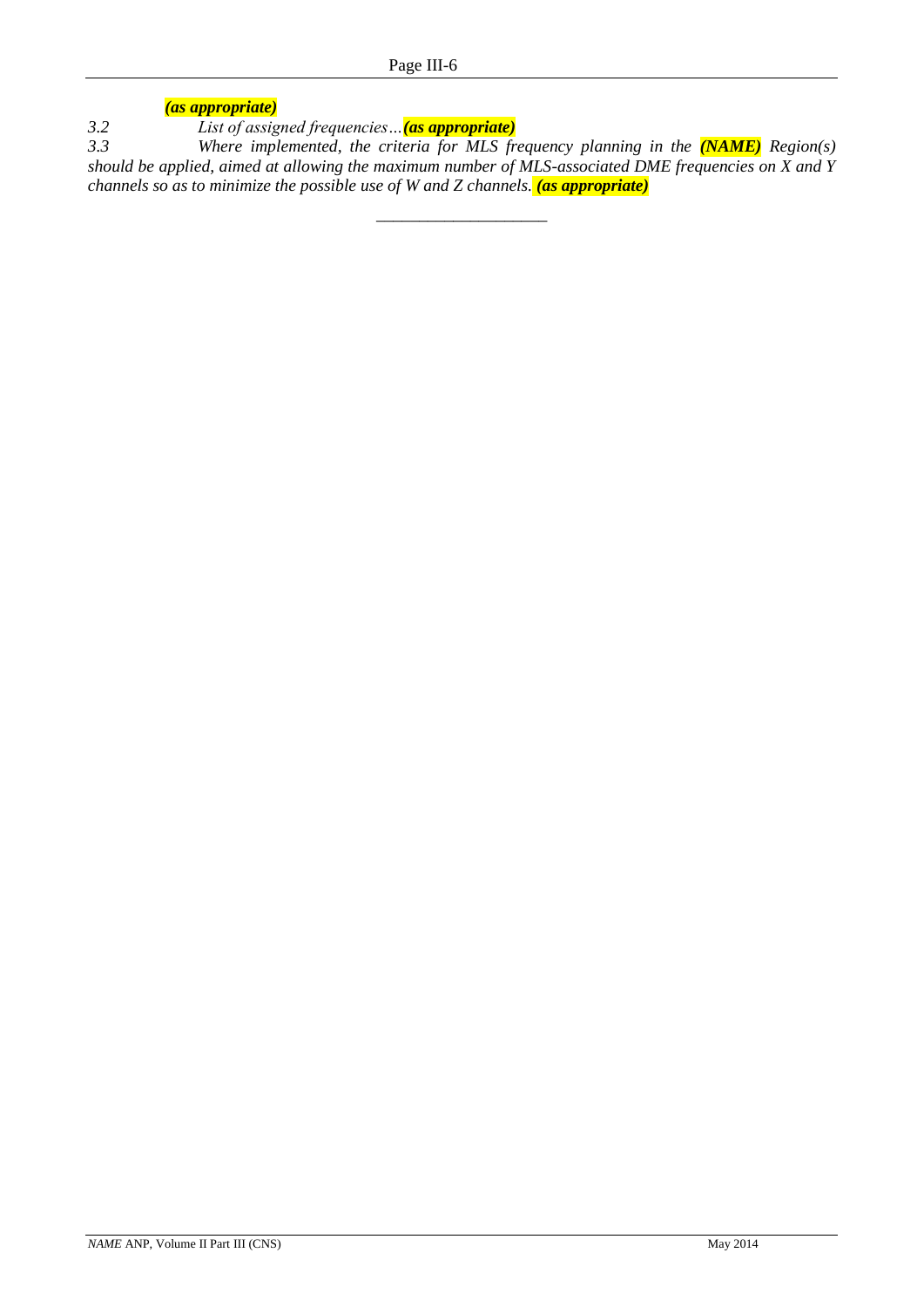***(as appropriate)***

*3.2 List of assigned frequencies…**(as appropriate)***

*3.3 Where implemented, the criteria for MLS frequency planning in the **(NAME)** Region(s) should be applied, aimed at allowing the maximum number of MLS-associated DME frequencies on X and Y channels so as to minimize the possible use of W and Z channels. **(as appropriate)***

\_\_\_\_\_\_\_\_\_\_\_\_\_\_\_\_\_\_\_\_\_\_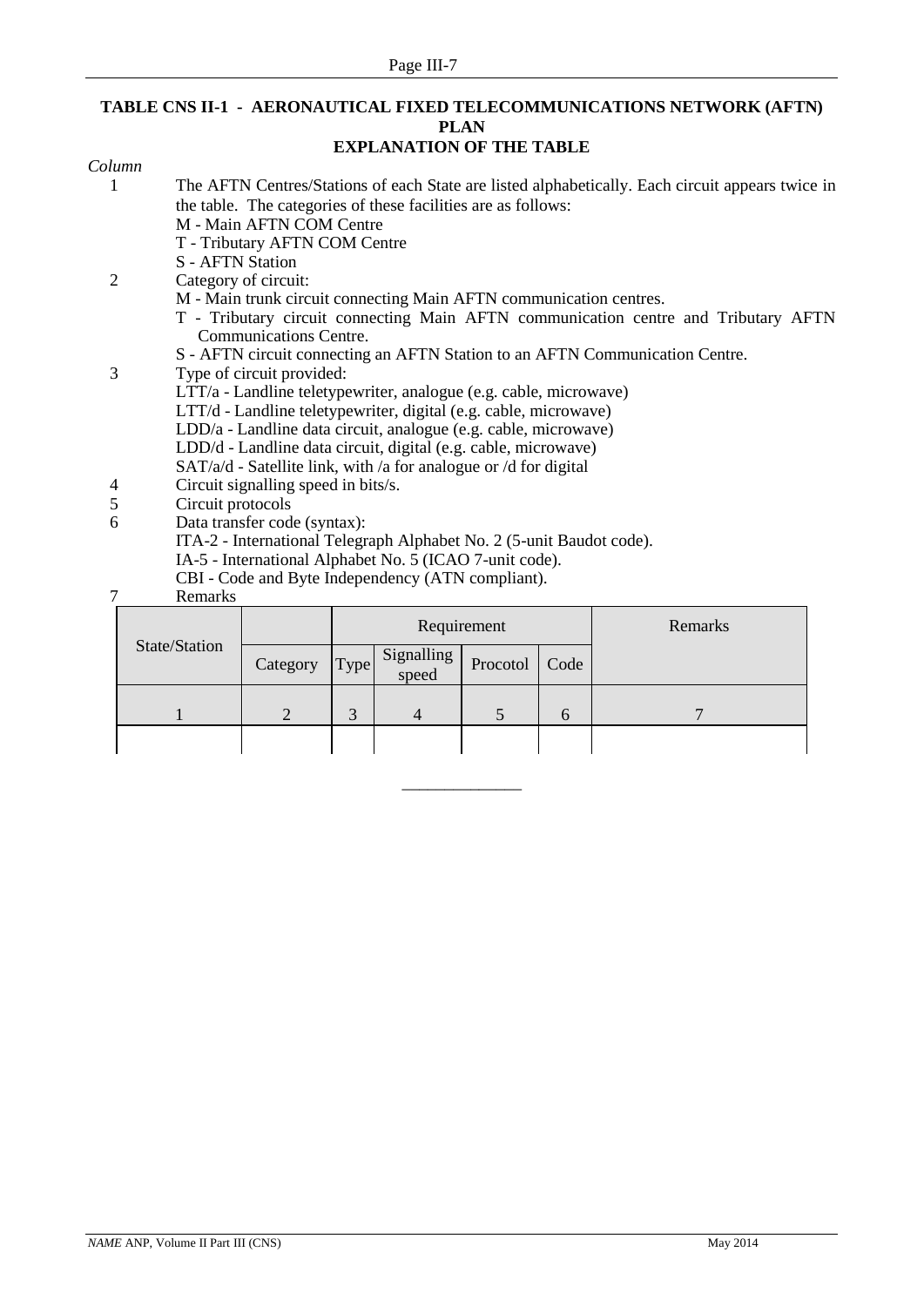## TABLE CNS II-1 - AERONAUTICAL FIXED TELECOMMUNICATIONS NETWORK (AFTN) PLAN

### EXPLANATION OF THE TABLE

*Column*

1. The AFTN Centres/Stations of each State are listed alphabetically. Each circuit appears twice in the table. The categories of these facilities are as follows:
   - M - Main AFTN COM Centre
   - T - Tributary AFTN COM Centre
   - S - AFTN Station
2. Category of circuit:
   - M - Main trunk circuit connecting Main AFTN communication centres.
   - T - Tributary circuit connecting Main AFTN communication centre and Tributary AFTN Communications Centre.
   - S - AFTN circuit connecting an AFTN Station to an AFTN Communication Centre.
3. Type of circuit provided:
   - LTT/a - Landline teletypewriter, analogue (e.g. cable, microwave)
   - LTT/d - Landline teletypewriter, digital (e.g. cable, microwave)
   - LDD/a - Landline data circuit, analogue (e.g. cable, microwave)
   - LDD/d - Landline data circuit, digital (e.g. cable, microwave)
   - SAT/a/d - Satellite link, with /a for analogue or /d for digital
4. Circuit signalling speed in bits/s.
5. Circuit protocols
6. Data transfer code (syntax):
   - ITA-2 - International Telegraph Alphabet No. 2 (5-unit Baudot code).
   - IA-5 - International Alphabet No. 5 (ICAO 7-unit code).
   - CBI - Code and Byte Independency (ATN compliant).
7. Remarks

| State/Station | | Requirement | | | | Remarks |
|---|---|---|---|---|---|---|
| | Category | Type | Signalling speed | Procotol | Code | |
| 1 | 2 | 3 | 4 | 5 | 6 | 7 |
| | | | | | | |

______________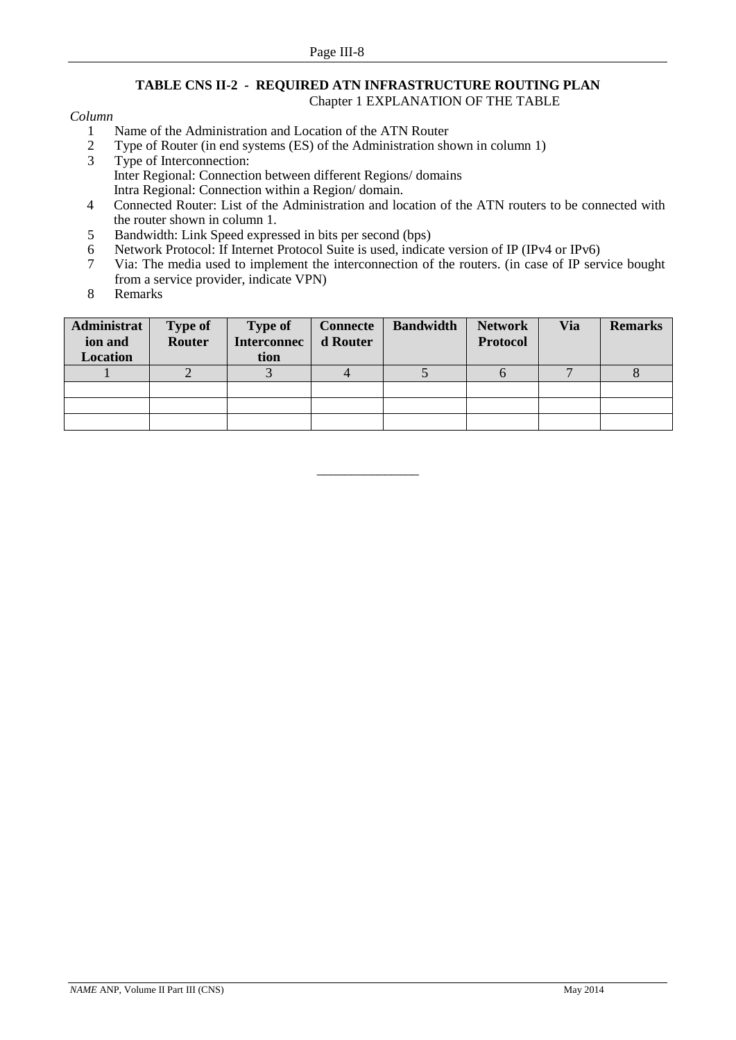## TABLE CNS II-2 - REQUIRED ATN INFRASTRUCTURE ROUTING PLAN

Chapter 1 EXPLANATION OF THE TABLE

*Column*

1. Name of the Administration and Location of the ATN Router
2. Type of Router (in end systems (ES) of the Administration shown in column 1)
3. Type of Interconnection:
   Inter Regional: Connection between different Regions/ domains
   Intra Regional: Connection within a Region/ domain.
4. Connected Router: List of the Administration and location of the ATN routers to be connected with the router shown in column 1.
5. Bandwidth: Link Speed expressed in bits per second (bps)
6. Network Protocol: If Internet Protocol Suite is used, indicate version of IP (IPv4 or IPv6)
7. Via: The media used to implement the interconnection of the routers. (in case of IP service bought from a service provider, indicate VPN)
8. Remarks

| Administration and Location | Type of Router | Type of Interconnection | Connected Router | Bandwidth | Network Protocol | Via | Remarks |
|---|---|---|---|---|---|---|---|
| 1 | 2 | 3 | 4 | 5 | 6 | 7 | 8 |
| | | | | | | | |
| | | | | | | | |
| | | | | | | | |

---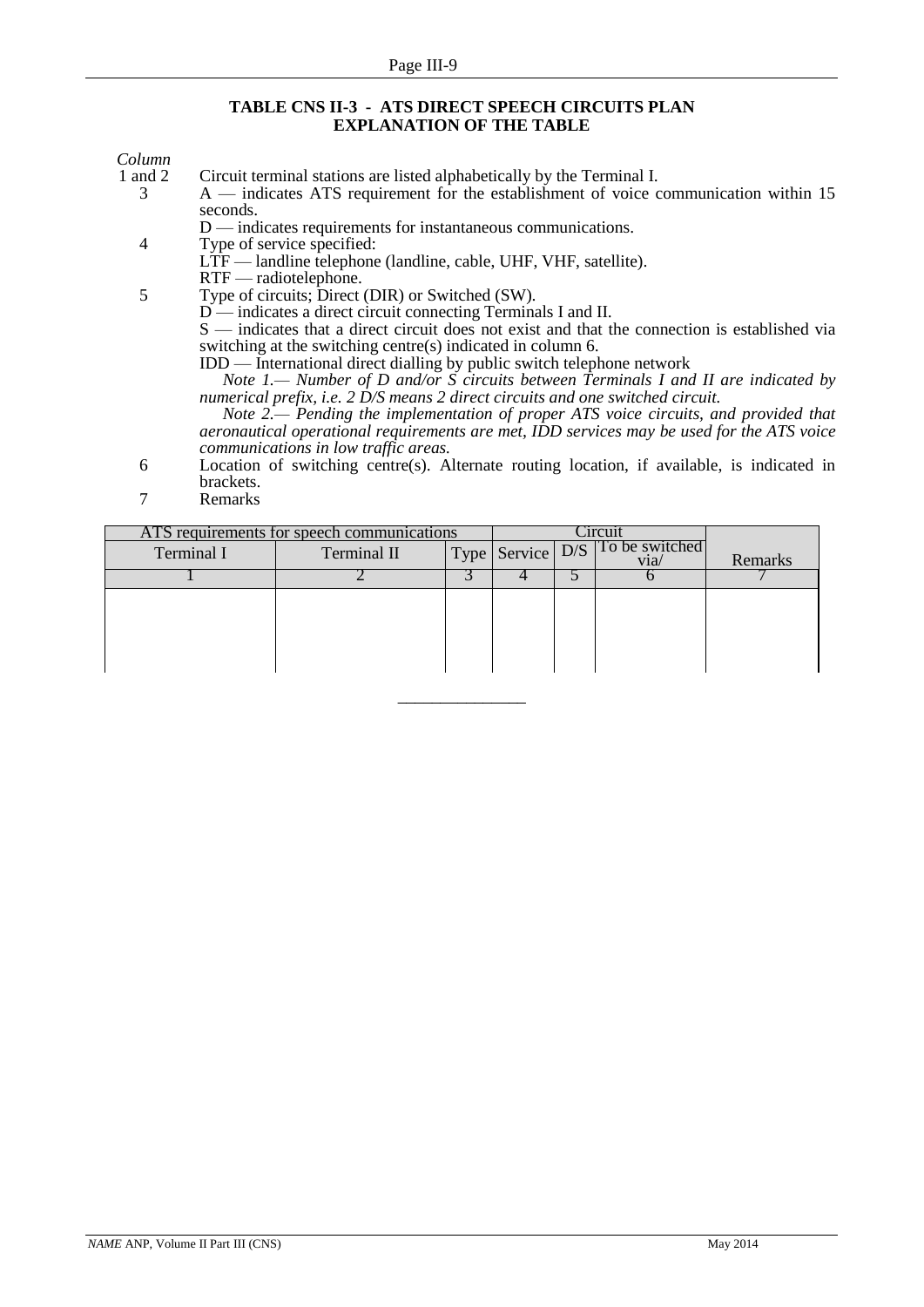## TABLE CNS II-3 - ATS DIRECT SPEECH CIRCUITS PLAN
## EXPLANATION OF THE TABLE

*Column*

1 and 2 Circuit terminal stations are listed alphabetically by the Terminal I.

3 A — indicates ATS requirement for the establishment of voice communication within 15 seconds.
D — indicates requirements for instantaneous communications.

4 Type of service specified:
LTF — landline telephone (landline, cable, UHF, VHF, satellite).
RTF — radiotelephone.

5 Type of circuits; Direct (DIR) or Switched (SW).
D — indicates a direct circuit connecting Terminals I and II.
S — indicates that a direct circuit does not exist and that the connection is established via switching at the switching centre(s) indicated in column 6.
IDD — International direct dialling by public switch telephone network

*Note 1.— Number of D and/or S circuits between Terminals I and II are indicated by numerical prefix, i.e. 2 D/S means 2 direct circuits and one switched circuit.*

*Note 2.— Pending the implementation of proper ATS voice circuits, and provided that aeronautical operational requirements are met, IDD services may be used for the ATS voice communications in low traffic areas.*

6 Location of switching centre(s). Alternate routing location, if available, is indicated in brackets.

7 Remarks

| ATS requirements for speech communications | | | Circuit | | | |
|---|---|---|---|---|---|---|
| Terminal I | Terminal II | Type | Service | D/S | To be switched via/ | Remarks |
| 1 | 2 | 3 | 4 | 5 | 6 | 7 |
| | | | | | | |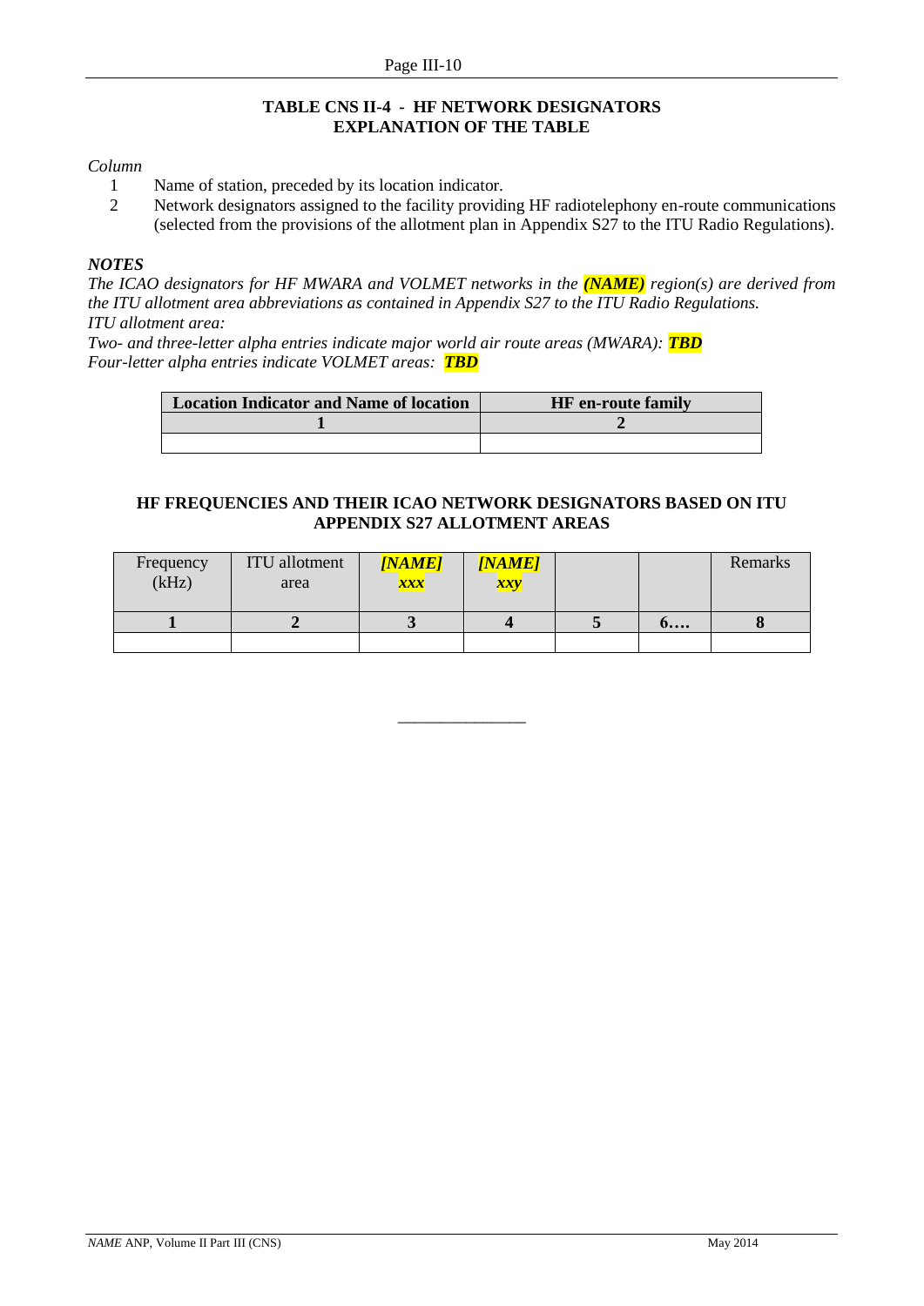## TABLE CNS II-4 - HF NETWORK DESIGNATORS
## EXPLANATION OF THE TABLE

*Column*

1 Name of station, preceded by its location indicator.

2 Network designators assigned to the facility providing HF radiotelephony en-route communications (selected from the provisions of the allotment plan in Appendix S27 to the ITU Radio Regulations).

***NOTES***

*The ICAO designators for HF MWARA and VOLMET networks in the **(NAME)** region(s) are derived from the ITU allotment area abbreviations as contained in Appendix S27 to the ITU Radio Regulations.*

*ITU allotment area:*

*Two- and three-letter alpha entries indicate major world air route areas (MWARA): **TBD***

*Four-letter alpha entries indicate VOLMET areas: **TBD***

| Location Indicator and Name of location | HF en-route family |
|---|---|
| **1** | **2** |
| | |

### HF FREQUENCIES AND THEIR ICAO NETWORK DESIGNATORS BASED ON ITU APPENDIX S27 ALLOTMENT AREAS

| Frequency (kHz) | ITU allotment area | ***[NAME] xxx*** | ***[NAME] xxy*** | | | Remarks |
|---|---|---|---|---|---|---|
| **1** | **2** | **3** | **4** | **5** | **6….** | **8** |
| | | | | | | |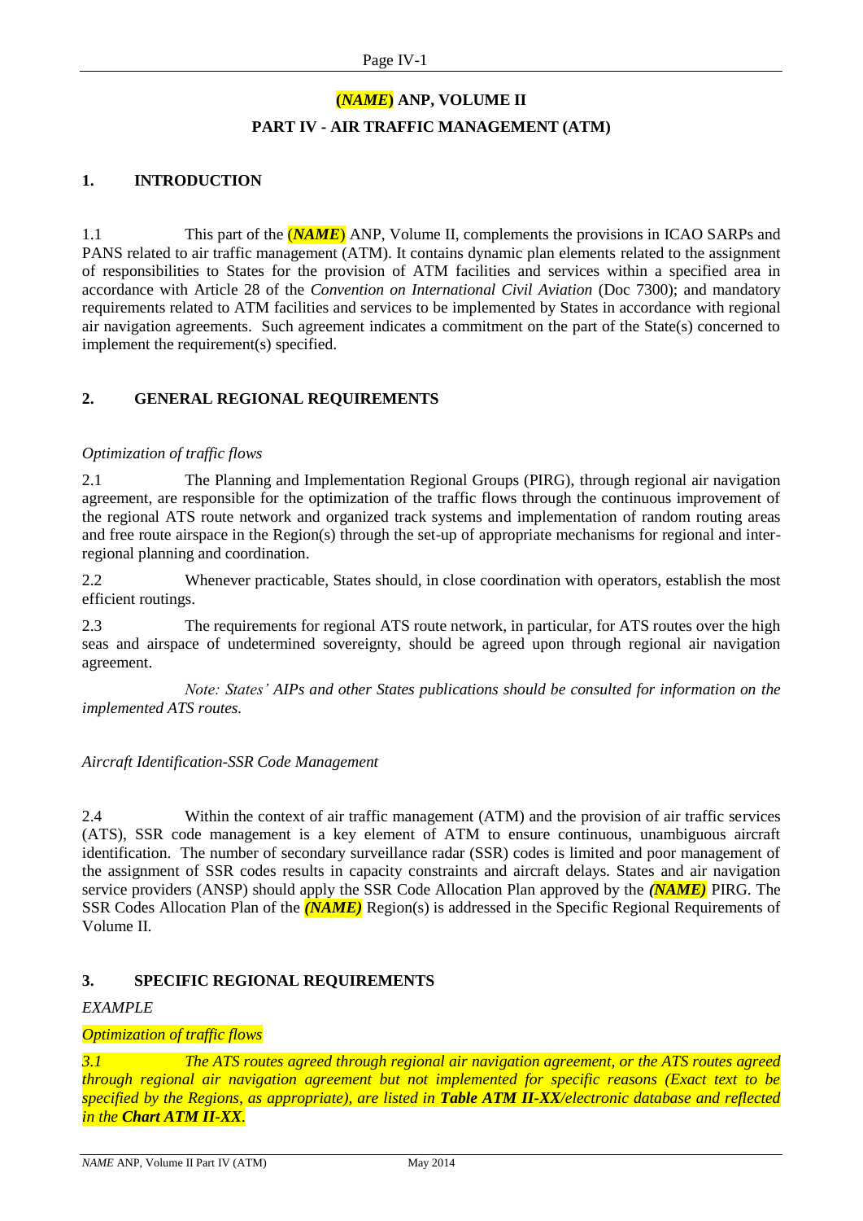# (***NAME***) ANP, VOLUME II

## PART IV - AIR TRAFFIC MANAGEMENT (ATM)

### 1. INTRODUCTION

1.1 This part of the (***NAME***) ANP, Volume II, complements the provisions in ICAO SARPs and PANS related to air traffic management (ATM). It contains dynamic plan elements related to the assignment of responsibilities to States for the provision of ATM facilities and services within a specified area in accordance with Article 28 of the *Convention on International Civil Aviation* (Doc 7300); and mandatory requirements related to ATM facilities and services to be implemented by States in accordance with regional air navigation agreements. Such agreement indicates a commitment on the part of the State(s) concerned to implement the requirement(s) specified.

### 2. GENERAL REGIONAL REQUIREMENTS

*Optimization of traffic flows*

2.1 The Planning and Implementation Regional Groups (PIRG), through regional air navigation agreement, are responsible for the optimization of the traffic flows through the continuous improvement of the regional ATS route network and organized track systems and implementation of random routing areas and free route airspace in the Region(s) through the set-up of appropriate mechanisms for regional and inter-regional planning and coordination.

2.2 Whenever practicable, States should, in close coordination with operators, establish the most efficient routings.

2.3 The requirements for regional ATS route network, in particular, for ATS routes over the high seas and airspace of undetermined sovereignty, should be agreed upon through regional air navigation agreement.

*Note: States' AIPs and other States publications should be consulted for information on the implemented ATS routes.*

*Aircraft Identification-SSR Code Management*

2.4 Within the context of air traffic management (ATM) and the provision of air traffic services (ATS), SSR code management is a key element of ATM to ensure continuous, unambiguous aircraft identification. The number of secondary surveillance radar (SSR) codes is limited and poor management of the assignment of SSR codes results in capacity constraints and aircraft delays. States and air navigation service providers (ANSP) should apply the SSR Code Allocation Plan approved by the ***(NAME)*** PIRG. The SSR Codes Allocation Plan of the ***(NAME)*** Region(s) is addressed in the Specific Regional Requirements of Volume II.

### 3. SPECIFIC REGIONAL REQUIREMENTS

*EXAMPLE*

*Optimization of traffic flows*

*3.1 The ATS routes agreed through regional air navigation agreement, or the ATS routes agreed through regional air navigation agreement but not implemented for specific reasons (Exact text to be specified by the Regions, as appropriate), are listed in **Table ATM II-XX**/electronic database and reflected in the **Chart ATM II-XX**.*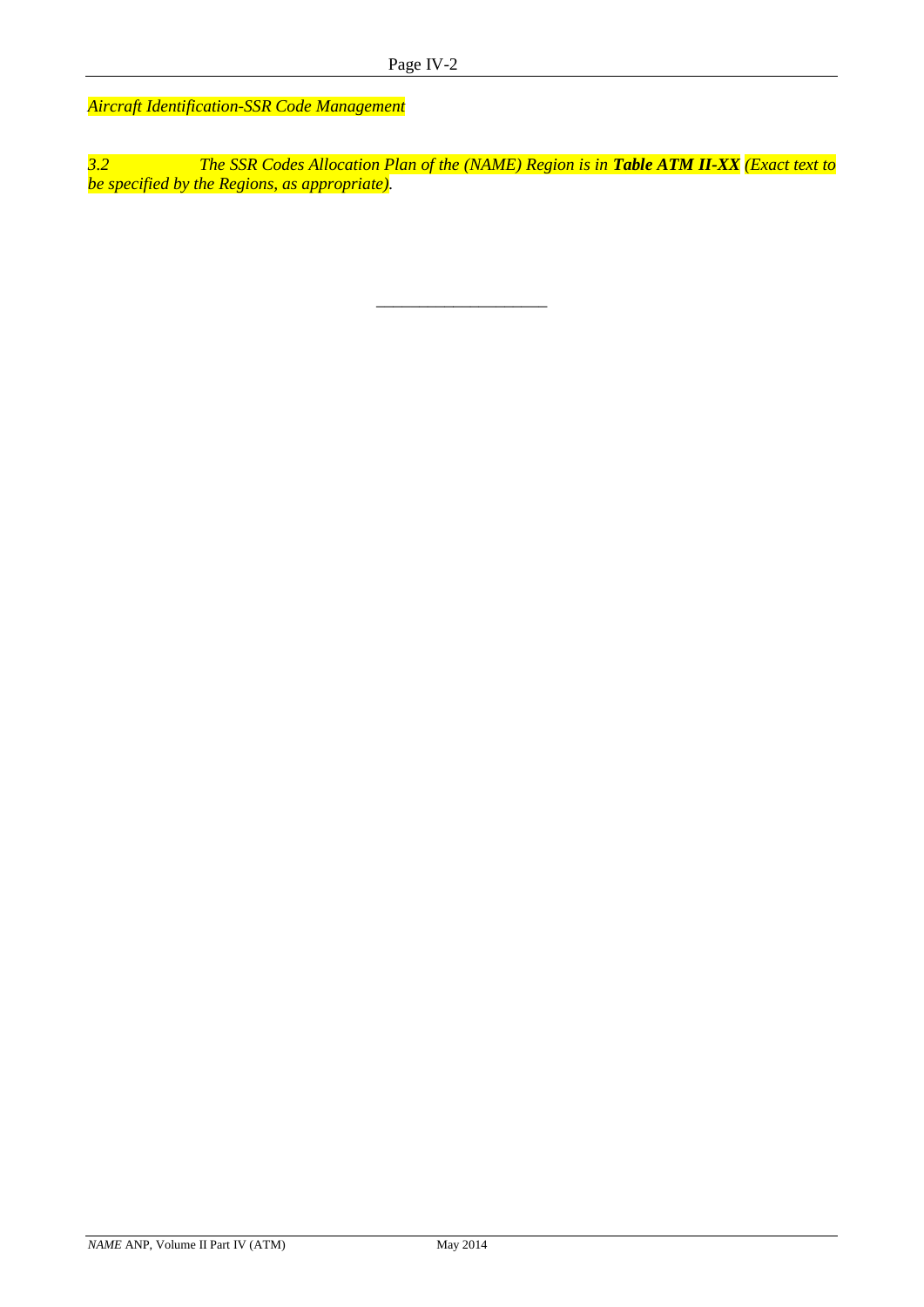*Aircraft Identification-SSR Code Management*

*3.2 The SSR Codes Allocation Plan of the (NAME) Region is in **Table ATM II-XX** (Exact text to be specified by the Regions, as appropriate).*

---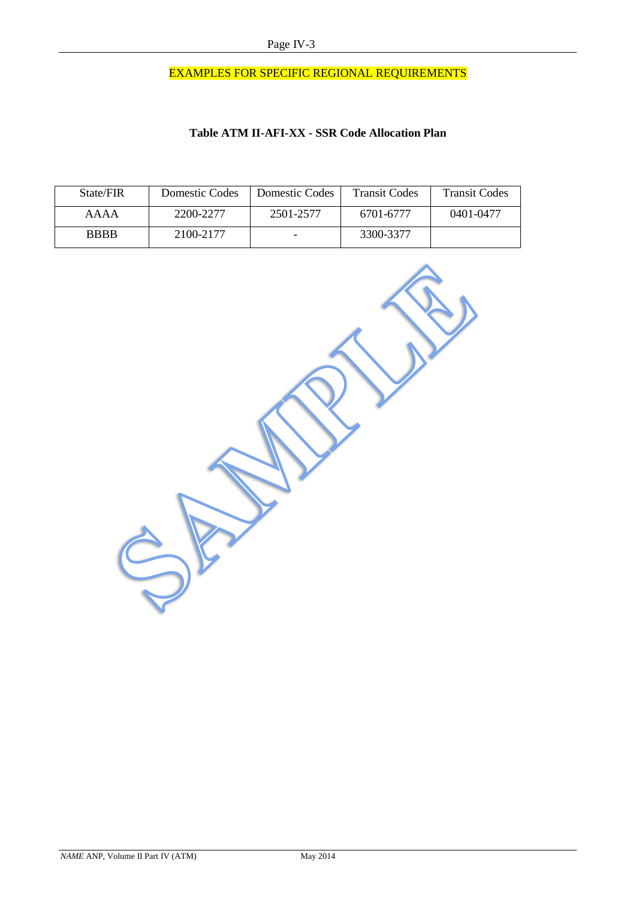EXAMPLES FOR SPECIFIC REGIONAL REQUIREMENTS

**Table ATM II-AFI-XX - SSR Code Allocation Plan**

| State/FIR | Domestic Codes | Domestic Codes | Transit Codes | Transit Codes |
|---|---|---|---|---|
| AAAA | 2200-2277 | 2501-2577 | 6701-6777 | 0401-0477 |
| BBBB | 2100-2177 | - | 3300-3377 | |

SAMPLE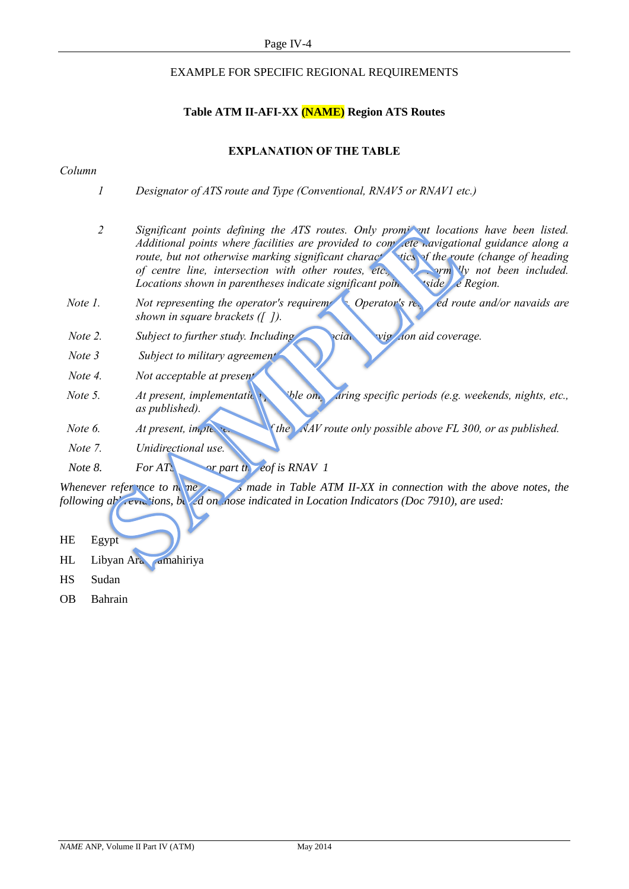EXAMPLE FOR SPECIFIC REGIONAL REQUIREMENTS

**Table ATM II-AFI-XX (NAME) Region ATS Routes**

**EXPLANATION OF THE TABLE**

*Column*

1 *Designator of ATS route and Type (Conventional, RNAV5 or RNAV1 etc.)*

2 *Significant points defining the ATS routes. Only prominent locations have been listed. Additional points where facilities are provided to complete navigational guidance along a route, but not otherwise marking significant characteristics of the route (change of heading of centre line, intersection with other routes, etc.) have normally not been included. Locations shown in parentheses indicate significant points outside the Region.*

Note 1. *Not representing the operator's requirements. Operator's required route and/or navaids are shown in square brackets ([ ]).*

Note 2. *Subject to further study. Including special navigation aid coverage.*

Note 3 *Subject to military agreement.*

Note 4. *Not acceptable at present.*

Note 5. *At present, implementation possible only during specific periods (e.g. weekends, nights, etc., as published).*

Note 6. *At present, implementation of the RNAV route only possible above FL 300, or as published.*

Note 7. *Unidirectional use.*

Note 8. *For ATS route or part thereof is RNAV 1*

*Whenever reference to name of States is made in Table ATM II-XX in connection with the above notes, the following abbreviations, based on those indicated in Location Indicators (Doc 7910), are used:*

HE Egypt

HL Libyan Arab Jamahiriya

HS Sudan

OB Bahrain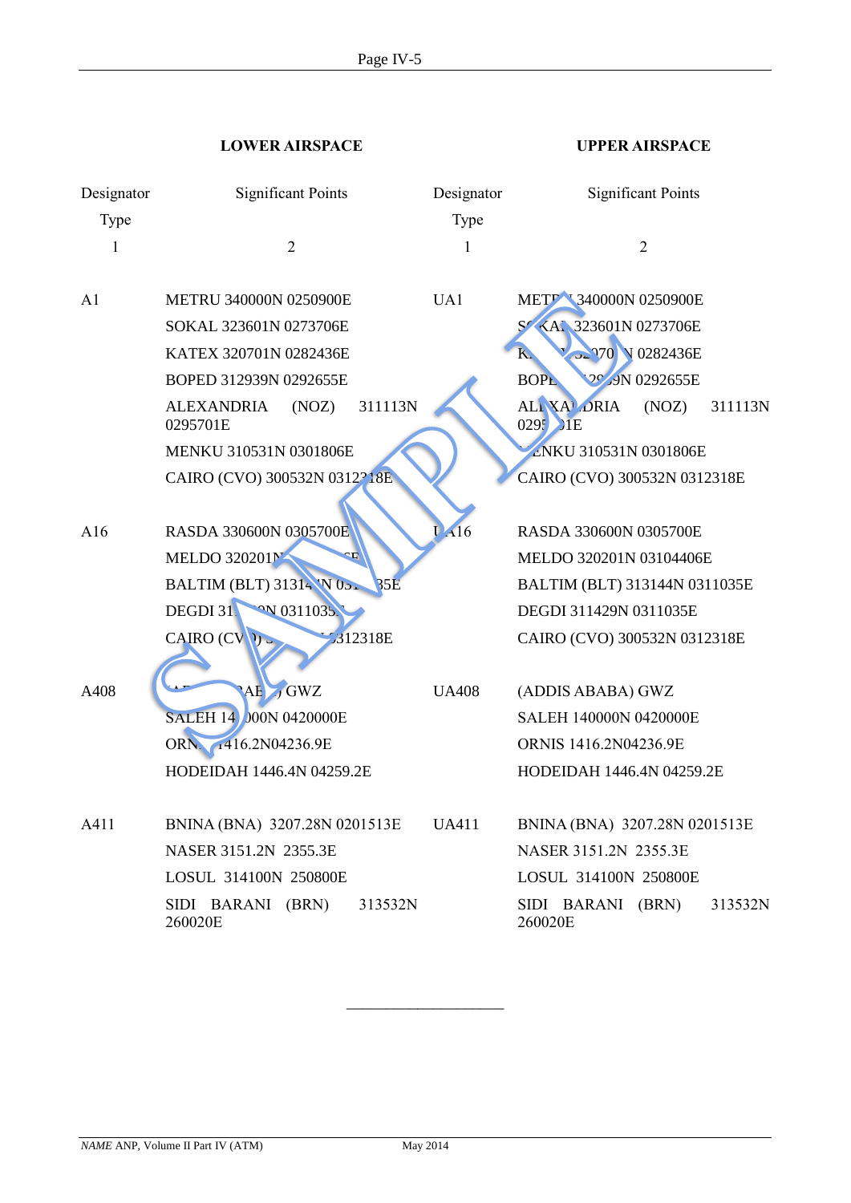| LOWER AIRSPACE | | UPPER AIRSPACE | |
|---|---|---|---|
| Designator Type | Significant Points | Designator Type | Significant Points |
| 1 | 2 | 1 | 2 |
| A1 | METRU 340000N 0250900E<br>SOKAL 323601N 0273706E<br>KATEX 320701N 0282436E<br>BOPED 312939N 0292655E<br>ALEXANDRIA (NOZ) 311113N 0295701E<br>MENKU 310531N 0301806E<br>CAIRO (CVO) 300532N 0312318E | UA1 | METRU 340000N 0250900E<br>SOKAL 323601N 0273706E<br>KATEX 320701N 0282436E<br>BOPED 312939N 0292655E<br>ALEXANDRIA (NOZ) 311113N 0295701E<br>MENKU 310531N 0301806E<br>CAIRO (CVO) 300532N 0312318E |
| A16 | RASDA 330600N 0305700E<br>MELDO 320201N 03104406E<br>BALTIM (BLT) 313144N 0311035E<br>DEGDI 311429N 0311035E<br>CAIRO (CVO) 300532N 0312318E | UA16 | RASDA 330600N 0305700E<br>MELDO 320201N 03104406E<br>BALTIM (BLT) 313144N 0311035E<br>DEGDI 311429N 0311035E<br>CAIRO (CVO) 300532N 0312318E |
| A408 | (ADDIS ABABA) GWZ<br>SALEH 140000N 0420000E<br>ORNIS 1416.2N04236.9E<br>HODEIDAH 1446.4N 04259.2E | UA408 | (ADDIS ABABA) GWZ<br>SALEH 140000N 0420000E<br>ORNIS 1416.2N04236.9E<br>HODEIDAH 1446.4N 04259.2E |
| A411 | BNINA (BNA) 3207.28N 0201513E<br>NASER 3151.2N 2355.3E<br>LOSUL 314100N 250800E<br>SIDI BARANI (BRN) 313532N 260020E | UA411 | BNINA (BNA) 3207.28N 0201513E<br>NASER 3151.2N 2355.3E<br>LOSUL 314100N 250800E<br>SIDI BARANI (BRN) 313532N 260020E |

———————————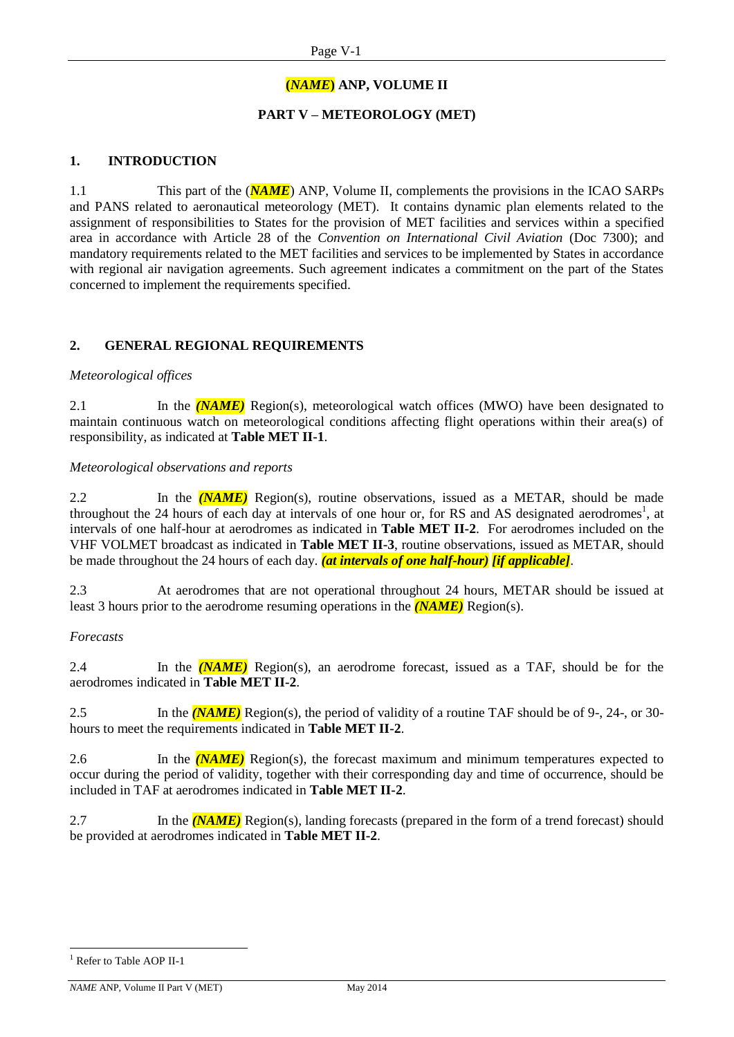**(*NAME*) ANP, VOLUME II**

**PART V – METEOROLOGY (MET)**

## 1. INTRODUCTION

1.1 This part of the (***NAME***) ANP, Volume II, complements the provisions in the ICAO SARPs and PANS related to aeronautical meteorology (MET). It contains dynamic plan elements related to the assignment of responsibilities to States for the provision of MET facilities and services within a specified area in accordance with Article 28 of the *Convention on International Civil Aviation* (Doc 7300); and mandatory requirements related to the MET facilities and services to be implemented by States in accordance with regional air navigation agreements. Such agreement indicates a commitment on the part of the States concerned to implement the requirements specified.

## 2. GENERAL REGIONAL REQUIREMENTS

*Meteorological offices*

2.1 In the ***(NAME)*** Region(s), meteorological watch offices (MWO) have been designated to maintain continuous watch on meteorological conditions affecting flight operations within their area(s) of responsibility, as indicated at **Table MET II-1**.

*Meteorological observations and reports*

2.2 In the ***(NAME)*** Region(s), routine observations, issued as a METAR, should be made throughout the 24 hours of each day at intervals of one hour or, for RS and AS designated aerodromes[1], at intervals of one half-hour at aerodromes as indicated in **Table MET II-2**. For aerodromes included on the VHF VOLMET broadcast as indicated in **Table MET II-3**, routine observations, issued as METAR, should be made throughout the 24 hours of each day. ***(at intervals of one half-hour) [if applicable]***.

2.3 At aerodromes that are not operational throughout 24 hours, METAR should be issued at least 3 hours prior to the aerodrome resuming operations in the ***(NAME)*** Region(s).

*Forecasts*

2.4 In the ***(NAME)*** Region(s), an aerodrome forecast, issued as a TAF, should be for the aerodromes indicated in **Table MET II-2**.

2.5 In the ***(NAME)*** Region(s), the period of validity of a routine TAF should be of 9-, 24-, or 30-hours to meet the requirements indicated in **Table MET II-2**.

2.6 In the ***(NAME)*** Region(s), the forecast maximum and minimum temperatures expected to occur during the period of validity, together with their corresponding day and time of occurrence, should be included in TAF at aerodromes indicated in **Table MET II-2**.

2.7 In the ***(NAME)*** Region(s), landing forecasts (prepared in the form of a trend forecast) should be provided at aerodromes indicated in **Table MET II-2**.

[1] Refer to Table AOP II-1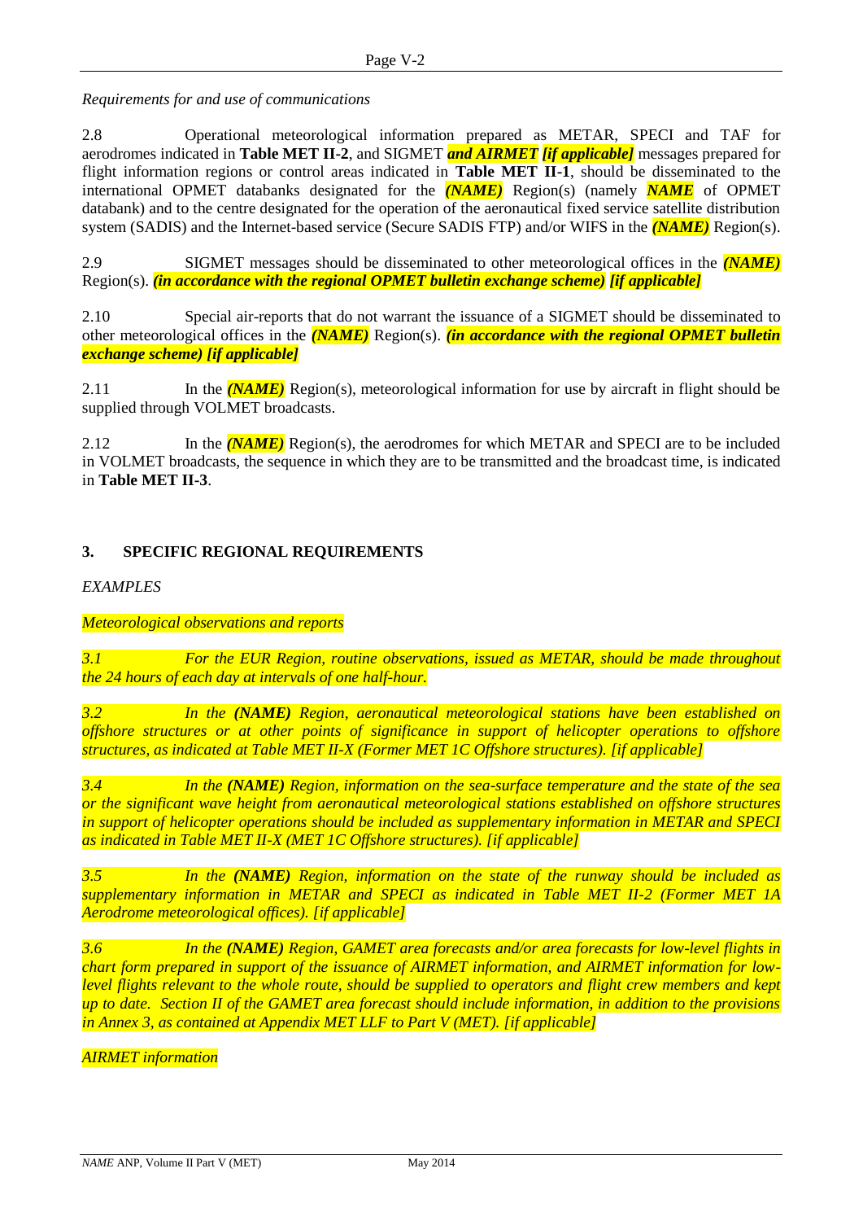*Requirements for and use of communications*

2.8 Operational meteorological information prepared as METAR, SPECI and TAF for aerodromes indicated in **Table MET II-2**, and SIGMET ***and AIRMET*** ***[if applicable]*** messages prepared for flight information regions or control areas indicated in **Table MET II-1**, should be disseminated to the international OPMET databanks designated for the ***(NAME)*** Region(s) (namely ***NAME*** of OPMET databank) and to the centre designated for the operation of the aeronautical fixed service satellite distribution system (SADIS) and the Internet-based service (Secure SADIS FTP) and/or WIFS in the ***(NAME)*** Region(s).

2.9 SIGMET messages should be disseminated to other meteorological offices in the ***(NAME)*** Region(s). ***(in accordance with the regional OPMET bulletin exchange scheme)*** ***[if applicable]***

2.10 Special air-reports that do not warrant the issuance of a SIGMET should be disseminated to other meteorological offices in the ***(NAME)*** Region(s). ***(in accordance with the regional OPMET bulletin exchange scheme) [if applicable]***

2.11 In the ***(NAME)*** Region(s), meteorological information for use by aircraft in flight should be supplied through VOLMET broadcasts.

2.12 In the ***(NAME)*** Region(s), the aerodromes for which METAR and SPECI are to be included in VOLMET broadcasts, the sequence in which they are to be transmitted and the broadcast time, is indicated in **Table MET II-3**.

## 3. SPECIFIC REGIONAL REQUIREMENTS

*EXAMPLES*

*Meteorological observations and reports*

*3.1 For the EUR Region, routine observations, issued as METAR, should be made throughout the 24 hours of each day at intervals of one half-hour.*

*3.2 In the **(NAME)** Region, aeronautical meteorological stations have been established on offshore structures or at other points of significance in support of helicopter operations to offshore structures, as indicated at Table MET II-X (Former MET 1C Offshore structures). [if applicable]*

*3.4 In the **(NAME)** Region, information on the sea-surface temperature and the state of the sea or the significant wave height from aeronautical meteorological stations established on offshore structures in support of helicopter operations should be included as supplementary information in METAR and SPECI as indicated in Table MET II-X (MET 1C Offshore structures). [if applicable]*

*3.5 In the **(NAME)** Region, information on the state of the runway should be included as supplementary information in METAR and SPECI as indicated in Table MET II-2 (Former MET 1A Aerodrome meteorological offices). [if applicable]*

*3.6 In the **(NAME)** Region, GAMET area forecasts and/or area forecasts for low-level flights in chart form prepared in support of the issuance of AIRMET information, and AIRMET information for low-level flights relevant to the whole route, should be supplied to operators and flight crew members and kept up to date. Section II of the GAMET area forecast should include information, in addition to the provisions in Annex 3, as contained at Appendix MET LLF to Part V (MET). [if applicable]*

*AIRMET information*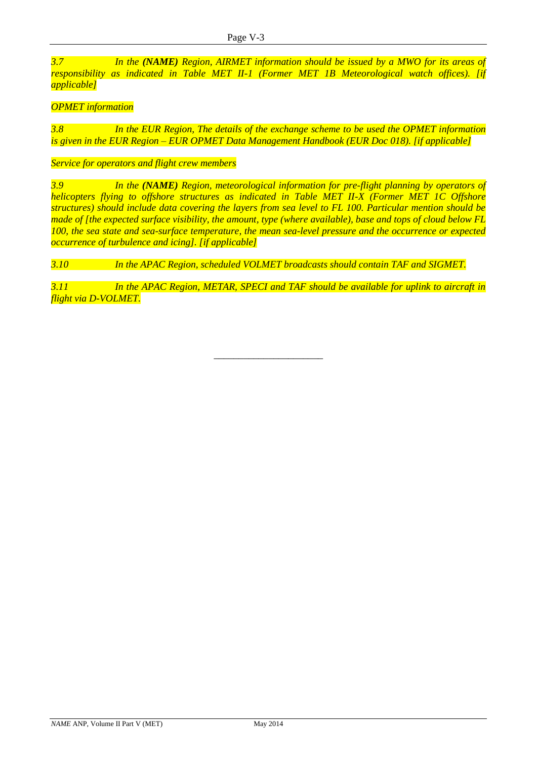*3.7 In the **(NAME)** Region, AIRMET information should be issued by a MWO for its areas of responsibility as indicated in Table MET II-1 (Former MET 1B Meteorological watch offices). [if applicable]*

*OPMET information*

*3.8 In the EUR Region, The details of the exchange scheme to be used the OPMET information is given in the EUR Region – EUR OPMET Data Management Handbook (EUR Doc 018). [if applicable]*

*Service for operators and flight crew members*

*3.9 In the **(NAME)** Region, meteorological information for pre-flight planning by operators of helicopters flying to offshore structures as indicated in Table MET II-X (Former MET 1C Offshore structures) should include data covering the layers from sea level to FL 100. Particular mention should be made of [the expected surface visibility, the amount, type (where available), base and tops of cloud below FL 100, the sea state and sea-surface temperature, the mean sea-level pressure and the occurrence or expected occurrence of turbulence and icing]. [if applicable]*

*3.10 In the APAC Region, scheduled VOLMET broadcasts should contain TAF and SIGMET.*

*3.11 In the APAC Region, METAR, SPECI and TAF should be available for uplink to aircraft in flight via D-VOLMET.*

---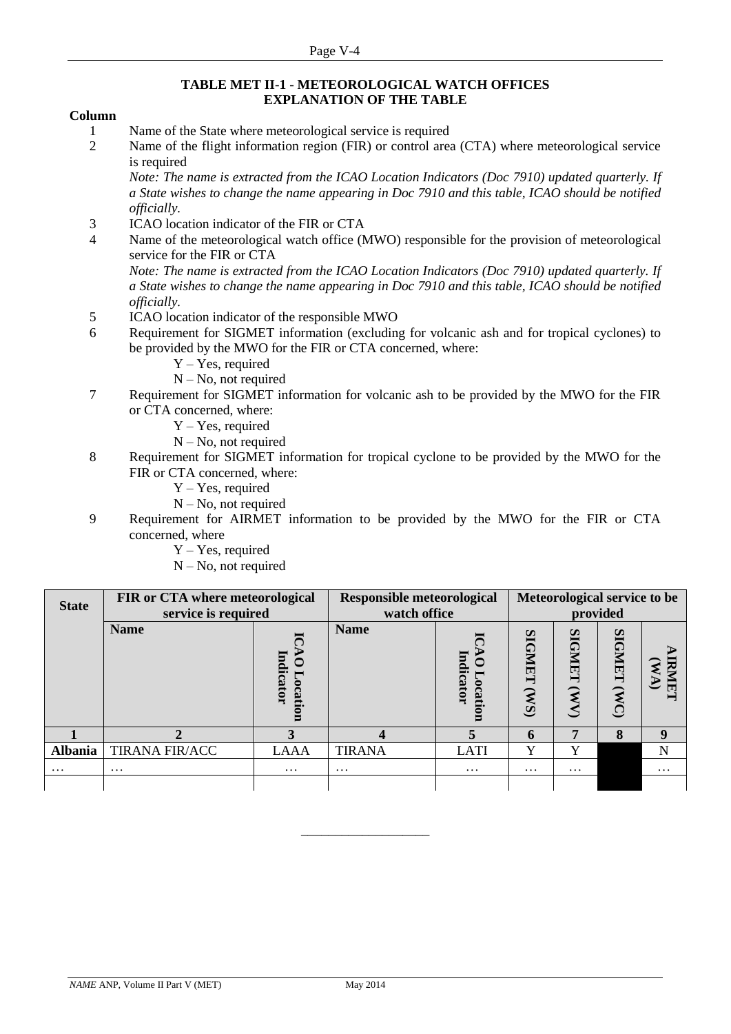## TABLE MET II-1 - METEOROLOGICAL WATCH OFFICES
## EXPLANATION OF THE TABLE

**Column**

1. Name of the State where meteorological service is required
2. Name of the flight information region (FIR) or control area (CTA) where meteorological service is required
   *Note: The name is extracted from the ICAO Location Indicators (Doc 7910) updated quarterly. If a State wishes to change the name appearing in Doc 7910 and this table, ICAO should be notified officially.*
3. ICAO location indicator of the FIR or CTA
4. Name of the meteorological watch office (MWO) responsible for the provision of meteorological service for the FIR or CTA
   *Note: The name is extracted from the ICAO Location Indicators (Doc 7910) updated quarterly. If a State wishes to change the name appearing in Doc 7910 and this table, ICAO should be notified officially.*
5. ICAO location indicator of the responsible MWO
6. Requirement for SIGMET information (excluding for volcanic ash and for tropical cyclones) to be provided by the MWO for the FIR or CTA concerned, where:
   Y – Yes, required
   N – No, not required
7. Requirement for SIGMET information for volcanic ash to be provided by the MWO for the FIR or CTA concerned, where:
   Y – Yes, required
   N – No, not required
8. Requirement for SIGMET information for tropical cyclone to be provided by the MWO for the FIR or CTA concerned, where:
   Y – Yes, required
   N – No, not required
9. Requirement for AIRMET information to be provided by the MWO for the FIR or CTA concerned, where
   Y – Yes, required
   N – No, not required

| State | FIR or CTA where meteorological service is required | | Responsible meteorological watch office | | Meteorological service to be provided | | | |
|---|---|---|---|---|---|---|---|---|
| | Name | ICAO Location Indicator | Name | ICAO Location Indicator | SIGMET (WS) | SIGMET (WV) | SIGMET (WC) | AIRMET (WA) |
| 1 | 2 | 3 | 4 | 5 | 6 | 7 | 8 | 9 |
| Albania | TIRANA FIR/ACC | LAAA | TIRANA | LATI | Y | Y | | N |
| … | … | … | … | … | … | … | | … |
| | | | | | | | | |

___________________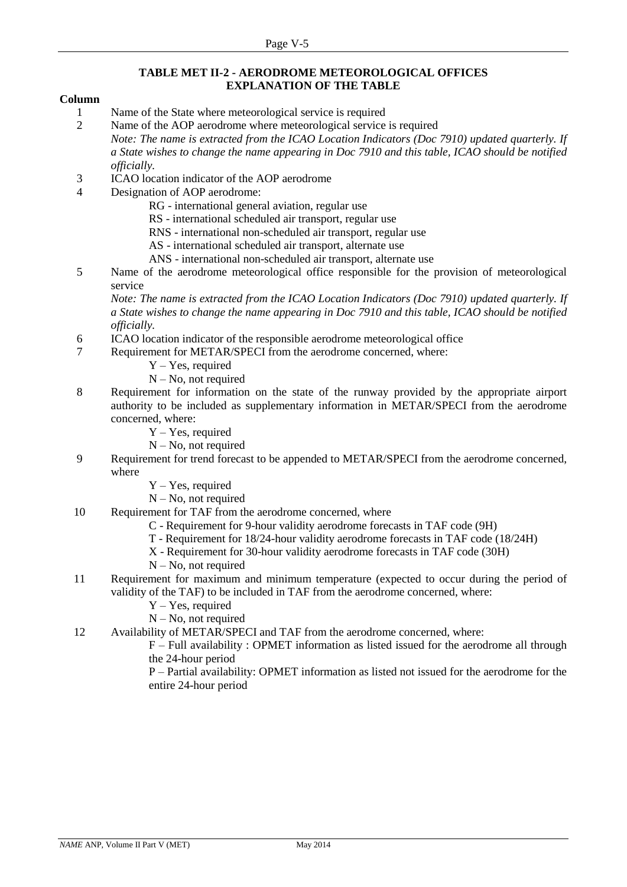## TABLE MET II-2 - AERODROME METEOROLOGICAL OFFICES
## EXPLANATION OF THE TABLE

**Column**

1 Name of the State where meteorological service is required

2 Name of the AOP aerodrome where meteorological service is required

*Note: The name is extracted from the ICAO Location Indicators (Doc 7910) updated quarterly. If a State wishes to change the name appearing in Doc 7910 and this table, ICAO should be notified officially.*

3 ICAO location indicator of the AOP aerodrome

4 Designation of AOP aerodrome:

- RG - international general aviation, regular use
- RS - international scheduled air transport, regular use
- RNS - international non-scheduled air transport, regular use
- AS - international scheduled air transport, alternate use
- ANS - international non-scheduled air transport, alternate use

5 Name of the aerodrome meteorological office responsible for the provision of meteorological service

*Note: The name is extracted from the ICAO Location Indicators (Doc 7910) updated quarterly. If a State wishes to change the name appearing in Doc 7910 and this table, ICAO should be notified officially.*

6 ICAO location indicator of the responsible aerodrome meteorological office

7 Requirement for METAR/SPECI from the aerodrome concerned, where:

- Y – Yes, required
- N – No, not required

8 Requirement for information on the state of the runway provided by the appropriate airport authority to be included as supplementary information in METAR/SPECI from the aerodrome concerned, where:

- Y – Yes, required
- N – No, not required

9 Requirement for trend forecast to be appended to METAR/SPECI from the aerodrome concerned, where

- Y – Yes, required
- N – No, not required

10 Requirement for TAF from the aerodrome concerned, where

- C - Requirement for 9-hour validity aerodrome forecasts in TAF code (9H)
- T - Requirement for 18/24-hour validity aerodrome forecasts in TAF code (18/24H)
- X - Requirement for 30-hour validity aerodrome forecasts in TAF code (30H)
- N – No, not required

11 Requirement for maximum and minimum temperature (expected to occur during the period of validity of the TAF) to be included in TAF from the aerodrome concerned, where:

- Y – Yes, required
- N – No, not required

12 Availability of METAR/SPECI and TAF from the aerodrome concerned, where:

- F – Full availability : OPMET information as listed issued for the aerodrome all through the 24-hour period
- P – Partial availability: OPMET information as listed not issued for the aerodrome for the entire 24-hour period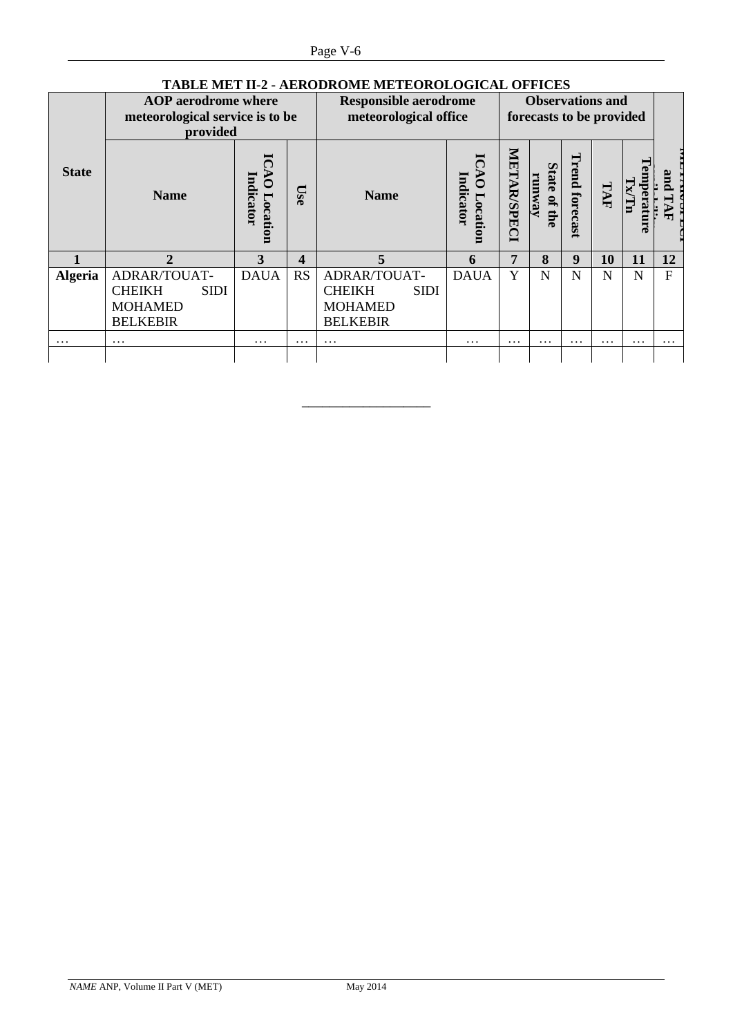**TABLE MET II-2 - AERODROME METEOROLOGICAL OFFICES**

| State | AOP aerodrome where meteorological service is to be provided | | | Responsible aerodrome meteorological office | | Observations and forecasts to be provided | | | | | |
|---|---|---|---|---|---|---|---|---|---|---|---|
| | Name | ICAO Location Indicator | Use | Name | ICAO Location Indicator | METAR/SPECI | State of the runway | Trend forecast | TAF | Temperature Tx/Tn | METAR/SPECI and TAF |
| 1 | 2 | 3 | 4 | 5 | 6 | 7 | 8 | 9 | 10 | 11 | 12 |
| **Algeria** | ADRAR/TOUAT-CHEIKH SIDI MOHAMED BELKEBIR | DAUA | RS | ADRAR/TOUAT-CHEIKH SIDI MOHAMED BELKEBIR | DAUA | Y | N | N | N | N | F |
| … | … | … | … | … | … | … | … | … | … | … | … |
| | | | | | | | | | | | |

---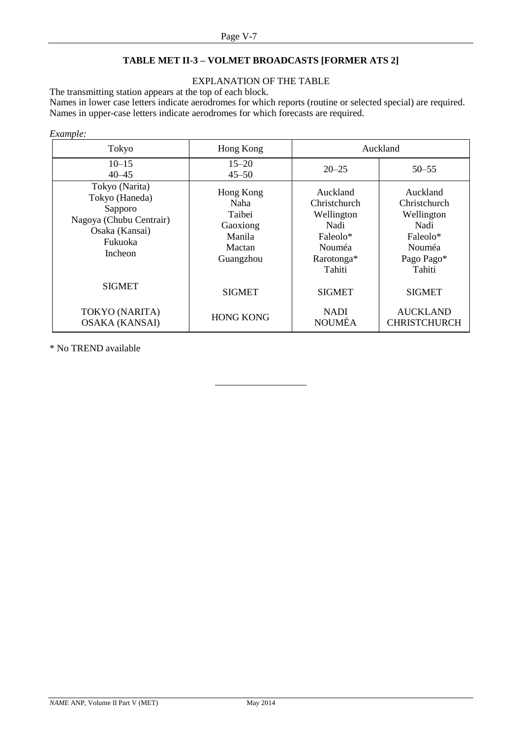## TABLE MET II-3 – VOLMET BROADCASTS [FORMER ATS 2]

EXPLANATION OF THE TABLE

The transmitting station appears at the top of each block.
Names in lower case letters indicate aerodromes for which reports (routine or selected special) are required.
Names in upper-case letters indicate aerodromes for which forecasts are required.

*Example:*

| Tokyo | Hong Kong | Auckland | |
|---|---|---|---|
| 10–15<br>40–45 | 15–20<br>45–50 | 20–25 | 50–55 |
| Tokyo (Narita)<br>Tokyo (Haneda)<br>Sapporo<br>Nagoya (Chubu Centrair)<br>Osaka (Kansai)<br>Fukuoka<br>Incheon | Hong Kong<br>Naha<br>Taibei<br>Gaoxiong<br>Manila<br>Mactan<br>Guangzhou | Auckland<br>Christchurch<br>Wellington<br>Nadi<br>Faleolo*<br>Nouméa<br>Rarotonga*<br>Tahiti | Auckland<br>Christchurch<br>Wellington<br>Nadi<br>Faleolo*<br>Nouméa<br>Pago Pago*<br>Tahiti |
| SIGMET | SIGMET | SIGMET | SIGMET |
| TOKYO (NARITA)<br>OSAKA (KANSAI) | HONG KONG | NADI<br>NOUMÉA | AUCKLAND<br>CHRISTCHURCH |

\* No TREND available

___________________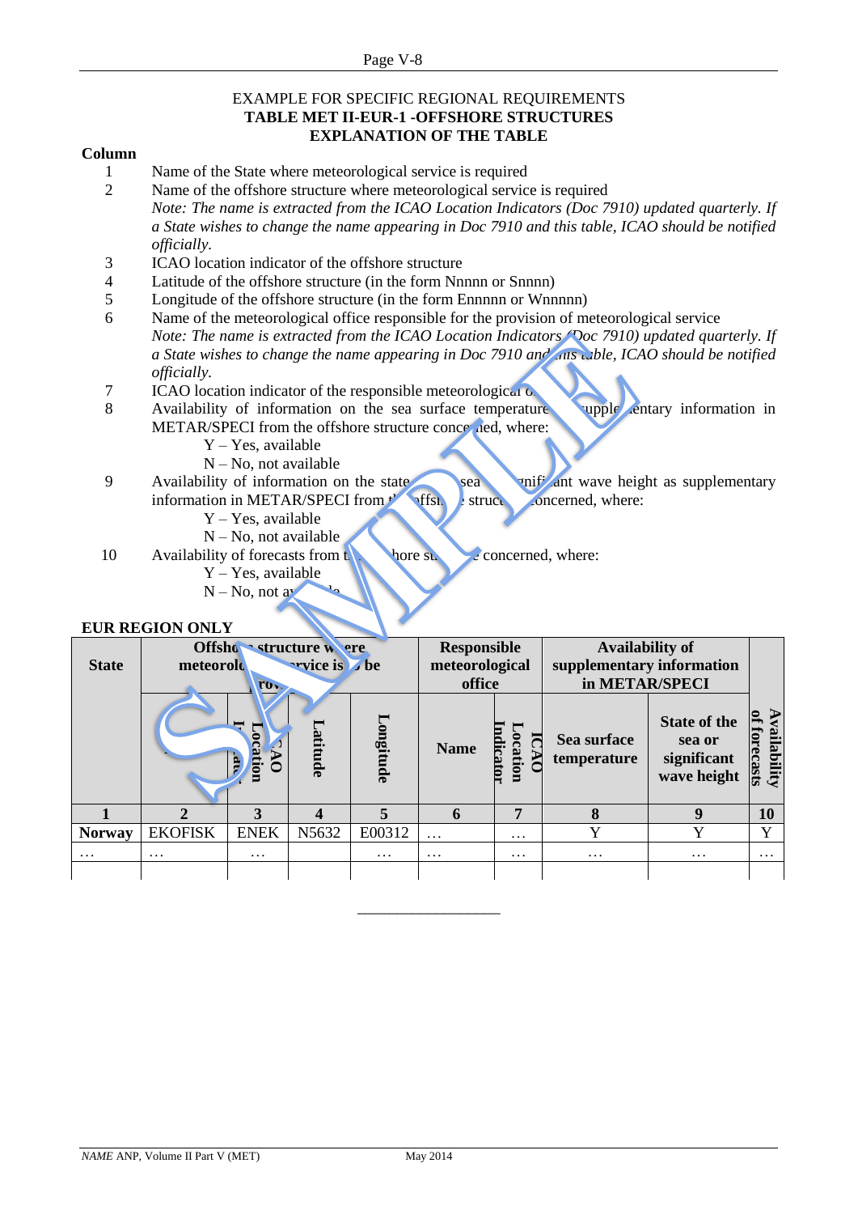EXAMPLE FOR SPECIFIC REGIONAL REQUIREMENTS

**TABLE MET II-EUR-1 -OFFSHORE STRUCTURES**

**EXPLANATION OF THE TABLE**

**Column**

1. Name of the State where meteorological service is required
2. Name of the offshore structure where meteorological service is required
   *Note: The name is extracted from the ICAO Location Indicators (Doc 7910) updated quarterly. If a State wishes to change the name appearing in Doc 7910 and this table, ICAO should be notified officially.*
3. ICAO location indicator of the offshore structure
4. Latitude of the offshore structure (in the form Nnnnn or Snnnn)
5. Longitude of the offshore structure (in the form Ennnnn or Wnnnnn)
6. Name of the meteorological office responsible for the provision of meteorological service
   *Note: The name is extracted from the ICAO Location Indicators (Doc 7910) updated quarterly. If a State wishes to change the name appearing in Doc 7910 and this table, ICAO should be notified officially.*
7. ICAO location indicator of the responsible meteorological office
8. Availability of information on the sea surface temperature as supplementary information in METAR/SPECI from the offshore structure concerned, where:
   - Y – Yes, available
   - N – No, not available
9. Availability of information on the state of the sea or significant wave height as supplementary information in METAR/SPECI from the offshore structure concerned, where:
   - Y – Yes, available
   - N – No, not available
10. Availability of forecasts from the offshore structure concerned, where:
    - Y – Yes, available
    - N – No, not available

**EUR REGION ONLY**

| State | Offshore structure where meteorological service is to be provided | | | | Responsible meteorological office | | Availability of supplementary information in METAR/SPECI | | Availability of forecasts |
|---|---|---|---|---|---|---|---|---|---|
| | Name | ICAO Location Indicator | Latitude | Longitude | Name | ICAO Location Indicator | Sea surface temperature | State of the sea or significant wave height | |
| **1** | **2** | **3** | **4** | **5** | **6** | **7** | **8** | **9** | **10** |
| Norway | EKOFISK | ENEK | N5632 | E00312 | … | … | Y | Y | Y |
| … | … | … | | … | … | … | … | … | … |
| | | | | | | | | | |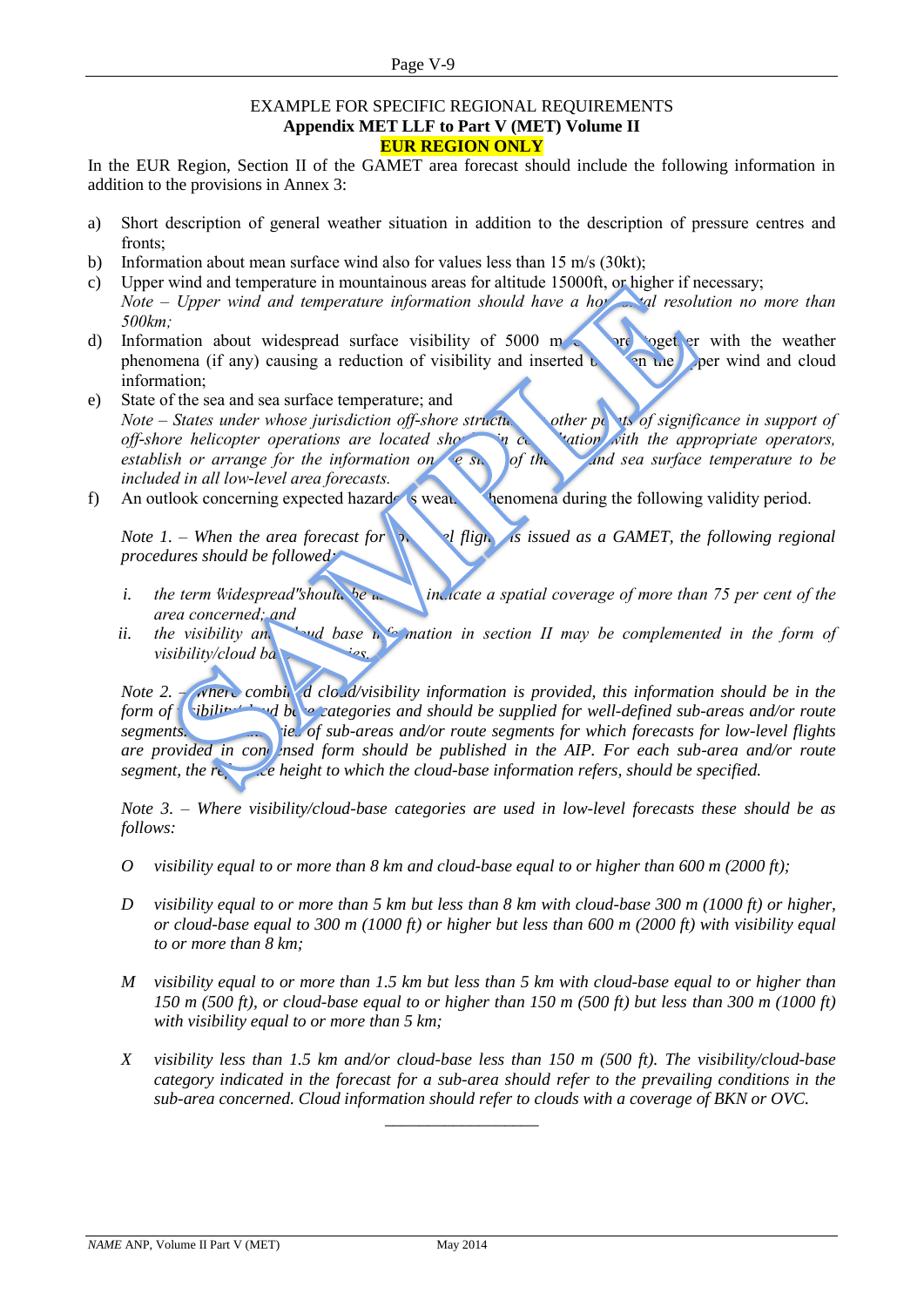EXAMPLE FOR SPECIFIC REGIONAL REQUIREMENTS

**Appendix MET LLF to Part V (MET) Volume II**

**EUR REGION ONLY**

In the EUR Region, Section II of the GAMET area forecast should include the following information in addition to the provisions in Annex 3:

a) Short description of general weather situation in addition to the description of pressure centres and fronts;

b) Information about mean surface wind also for values less than 15 m/s (30kt);

c) Upper wind and temperature in mountainous areas for altitude 15000ft, or higher if necessary;
*Note – Upper wind and temperature information should have a horizontal resolution no more than 500km;*

d) Information about widespread surface visibility of 5000 m or more together with the weather phenomena (if any) causing a reduction of visibility and inserted between the upper wind and cloud information;

e) State of the sea and sea surface temperature; and
*Note – States under whose jurisdiction off-shore structures or other points of significance in support of off-shore helicopter operations are located should, in consultation with the appropriate operators, establish or arrange for the information on the state of the sea and sea surface temperature to be included in all low-level area forecasts.*

f) An outlook concerning expected hazardous weather phenomena during the following validity period.

*Note 1. – When the area forecast for low-level flights is issued as a GAMET, the following regional procedures should be followed:*

*i. the term "widespread" should be used to indicate a spatial coverage of more than 75 per cent of the area concerned; and*

*ii. the visibility and cloud base information in section II may be complemented in the form of visibility/cloud base categories.*

*Note 2. – Where combined cloud/visibility information is provided, this information should be in the form of visibility/cloud base categories and should be supplied for well-defined sub-areas and/or route segments. Boundaries of sub-areas and/or route segments for which forecasts for low-level flights are provided in condensed form should be published in the AIP. For each sub-area and/or route segment, the reference height to which the cloud-base information refers, should be specified.*

*Note 3. – Where visibility/cloud-base categories are used in low-level forecasts these should be as follows:*

*O visibility equal to or more than 8 km and cloud-base equal to or higher than 600 m (2000 ft);*

*D visibility equal to or more than 5 km but less than 8 km with cloud-base 300 m (1000 ft) or higher, or cloud-base equal to 300 m (1000 ft) or higher but less than 600 m (2000 ft) with visibility equal to or more than 8 km;*

*M visibility equal to or more than 1.5 km but less than 5 km with cloud-base equal to or higher than 150 m (500 ft), or cloud-base equal to or higher than 150 m (500 ft) but less than 300 m (1000 ft) with visibility equal to or more than 5 km;*

*X visibility less than 1.5 km and/or cloud-base less than 150 m (500 ft). The visibility/cloud-base category indicated in the forecast for a sub-area should refer to the prevailing conditions in the sub-area concerned. Cloud information should refer to clouds with a coverage of BKN or OVC.*

---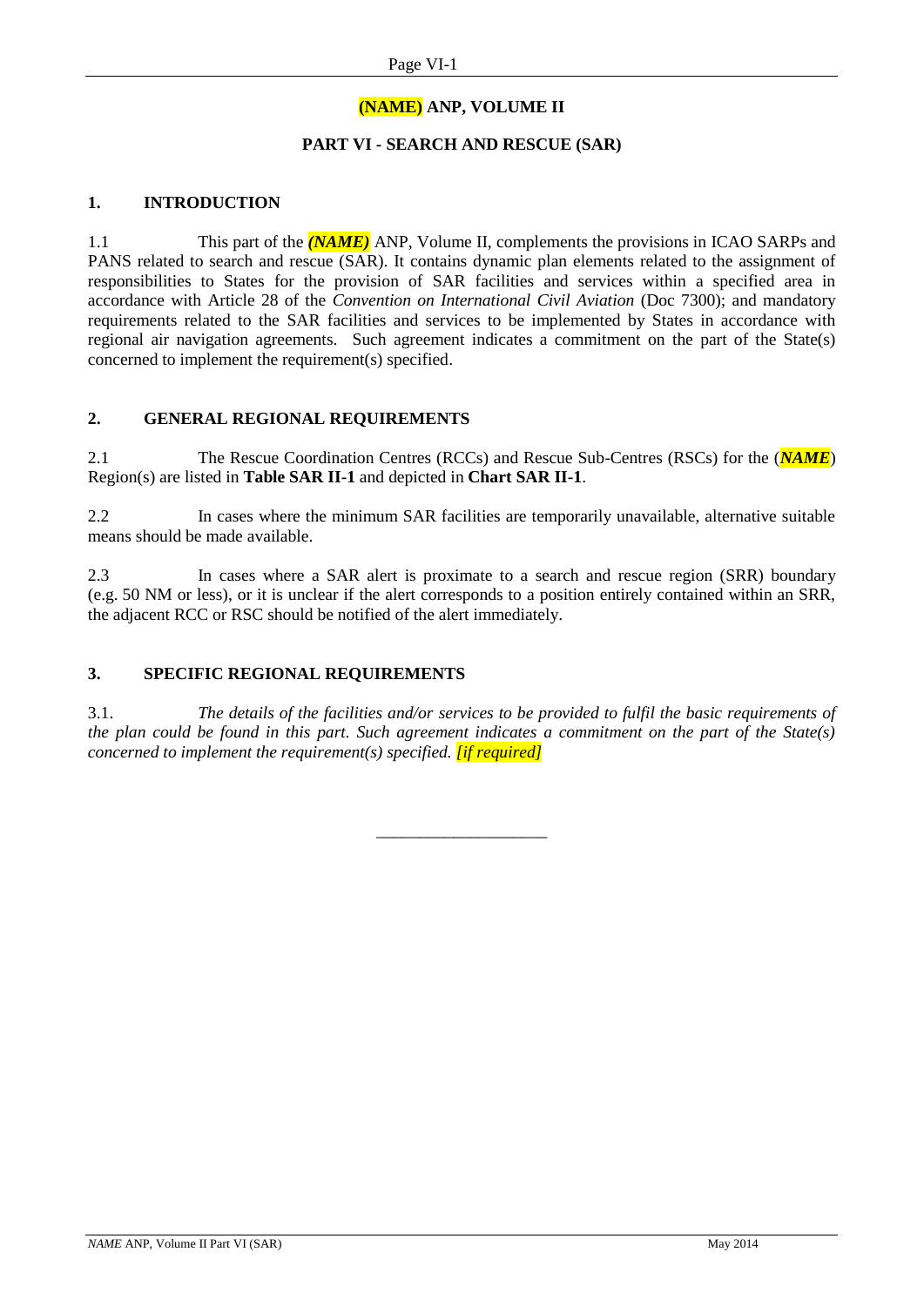**(NAME) ANP, VOLUME II**

**PART VI - SEARCH AND RESCUE (SAR)**

## 1. INTRODUCTION

1.1 This part of the ***(NAME)*** ANP, Volume II, complements the provisions in ICAO SARPs and PANS related to search and rescue (SAR). It contains dynamic plan elements related to the assignment of responsibilities to States for the provision of SAR facilities and services within a specified area in accordance with Article 28 of the *Convention on International Civil Aviation* (Doc 7300); and mandatory requirements related to the SAR facilities and services to be implemented by States in accordance with regional air navigation agreements. Such agreement indicates a commitment on the part of the State(s) concerned to implement the requirement(s) specified.

## 2. GENERAL REGIONAL REQUIREMENTS

2.1 The Rescue Coordination Centres (RCCs) and Rescue Sub-Centres (RSCs) for the (***NAME***) Region(s) are listed in **Table SAR II-1** and depicted in **Chart SAR II-1**.

2.2 In cases where the minimum SAR facilities are temporarily unavailable, alternative suitable means should be made available.

2.3 In cases where a SAR alert is proximate to a search and rescue region (SRR) boundary (e.g. 50 NM or less), or it is unclear if the alert corresponds to a position entirely contained within an SRR, the adjacent RCC or RSC should be notified of the alert immediately.

## 3. SPECIFIC REGIONAL REQUIREMENTS

3.1. *The details of the facilities and/or services to be provided to fulfil the basic requirements of the plan could be found in this part. Such agreement indicates a commitment on the part of the State(s) concerned to implement the requirement(s) specified. [if required]*

---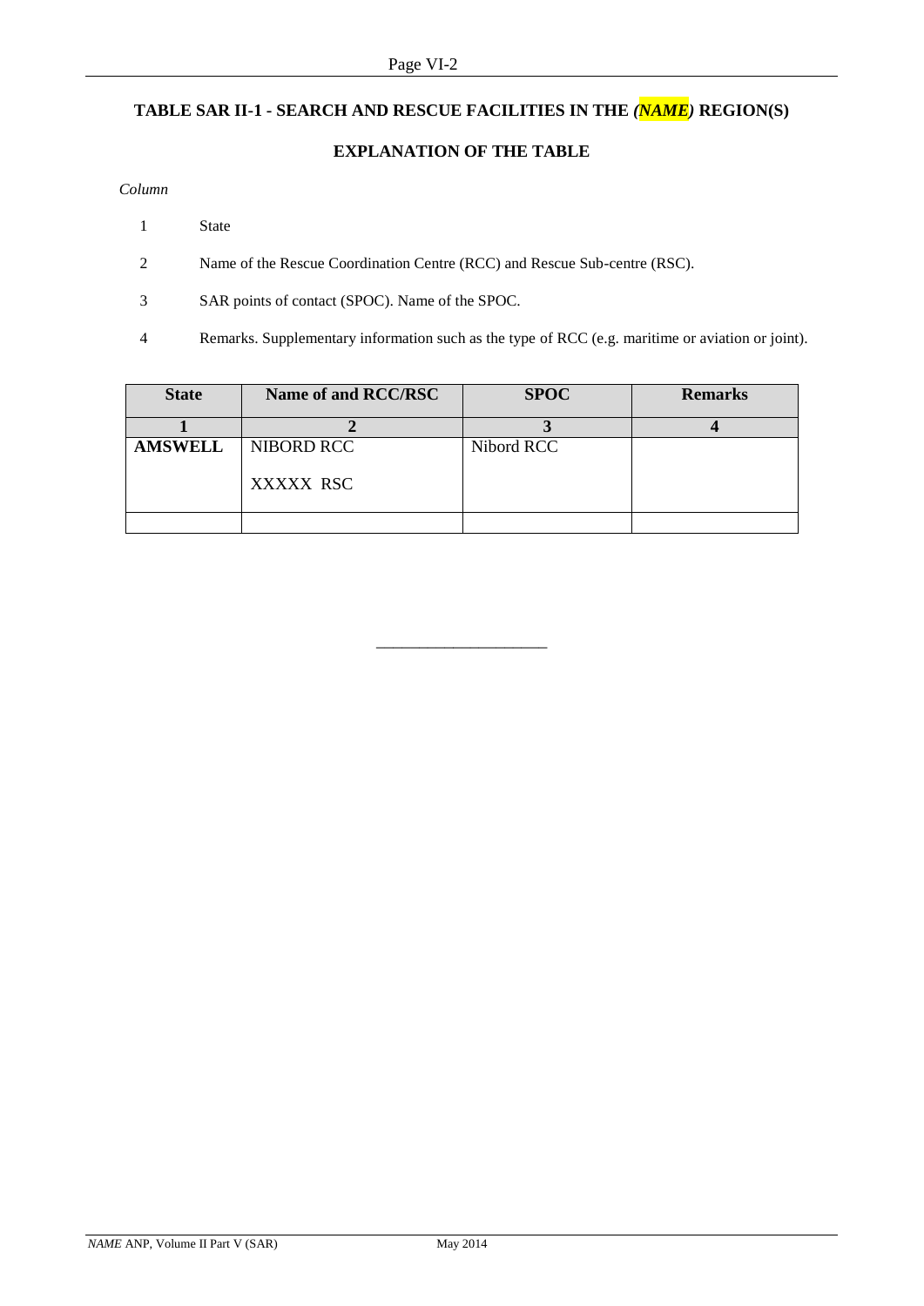## TABLE SAR II-1 - SEARCH AND RESCUE FACILITIES IN THE *(NAME)* REGION(S)

### EXPLANATION OF THE TABLE

*Column*

1 State

2 Name of the Rescue Coordination Centre (RCC) and Rescue Sub-centre (RSC).

3 SAR points of contact (SPOC). Name of the SPOC.

4 Remarks. Supplementary information such as the type of RCC (e.g. maritime or aviation or joint).

| State | Name of and RCC/RSC | SPOC | Remarks |
|---|---|---|---|
| **1** | **2** | **3** | **4** |
| **AMSWELL** | NIBORD RCC<br><br>XXXXX RSC | Nibord RCC | |
| | | | |

\_\_\_\_\_\_\_\_\_\_\_\_\_\_\_\_\_\_\_\_\_\_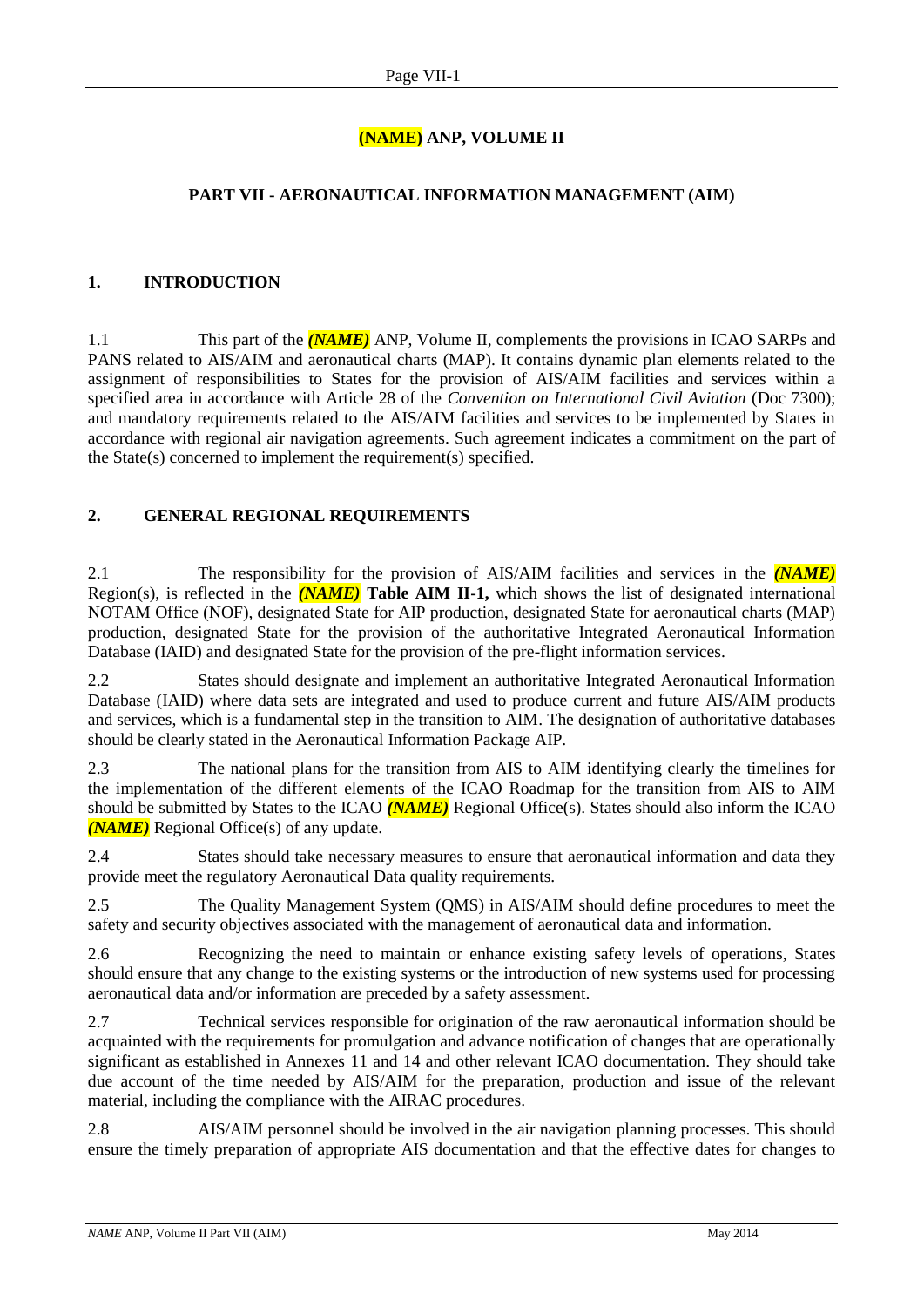**(NAME) ANP, VOLUME II**

## PART VII - AERONAUTICAL INFORMATION MANAGEMENT (AIM)

### 1. INTRODUCTION

1.1 This part of the ***(NAME)*** ANP, Volume II, complements the provisions in ICAO SARPs and PANS related to AIS/AIM and aeronautical charts (MAP). It contains dynamic plan elements related to the assignment of responsibilities to States for the provision of AIS/AIM facilities and services within a specified area in accordance with Article 28 of the *Convention on International Civil Aviation* (Doc 7300); and mandatory requirements related to the AIS/AIM facilities and services to be implemented by States in accordance with regional air navigation agreements. Such agreement indicates a commitment on the part of the State(s) concerned to implement the requirement(s) specified.

### 2. GENERAL REGIONAL REQUIREMENTS

2.1 The responsibility for the provision of AIS/AIM facilities and services in the ***(NAME)*** Region(s), is reflected in the ***(NAME)*** **Table AIM II-1,** which shows the list of designated international NOTAM Office (NOF), designated State for AIP production, designated State for aeronautical charts (MAP) production, designated State for the provision of the authoritative Integrated Aeronautical Information Database (IAID) and designated State for the provision of the pre-flight information services.

2.2 States should designate and implement an authoritative Integrated Aeronautical Information Database (IAID) where data sets are integrated and used to produce current and future AIS/AIM products and services, which is a fundamental step in the transition to AIM. The designation of authoritative databases should be clearly stated in the Aeronautical Information Package AIP.

2.3 The national plans for the transition from AIS to AIM identifying clearly the timelines for the implementation of the different elements of the ICAO Roadmap for the transition from AIS to AIM should be submitted by States to the ICAO ***(NAME)*** Regional Office(s). States should also inform the ICAO ***(NAME)*** Regional Office(s) of any update.

2.4 States should take necessary measures to ensure that aeronautical information and data they provide meet the regulatory Aeronautical Data quality requirements.

2.5 The Quality Management System (QMS) in AIS/AIM should define procedures to meet the safety and security objectives associated with the management of aeronautical data and information.

2.6 Recognizing the need to maintain or enhance existing safety levels of operations, States should ensure that any change to the existing systems or the introduction of new systems used for processing aeronautical data and/or information are preceded by a safety assessment.

2.7 Technical services responsible for origination of the raw aeronautical information should be acquainted with the requirements for promulgation and advance notification of changes that are operationally significant as established in Annexes 11 and 14 and other relevant ICAO documentation. They should take due account of the time needed by AIS/AIM for the preparation, production and issue of the relevant material, including the compliance with the AIRAC procedures.

2.8 AIS/AIM personnel should be involved in the air navigation planning processes. This should ensure the timely preparation of appropriate AIS documentation and that the effective dates for changes to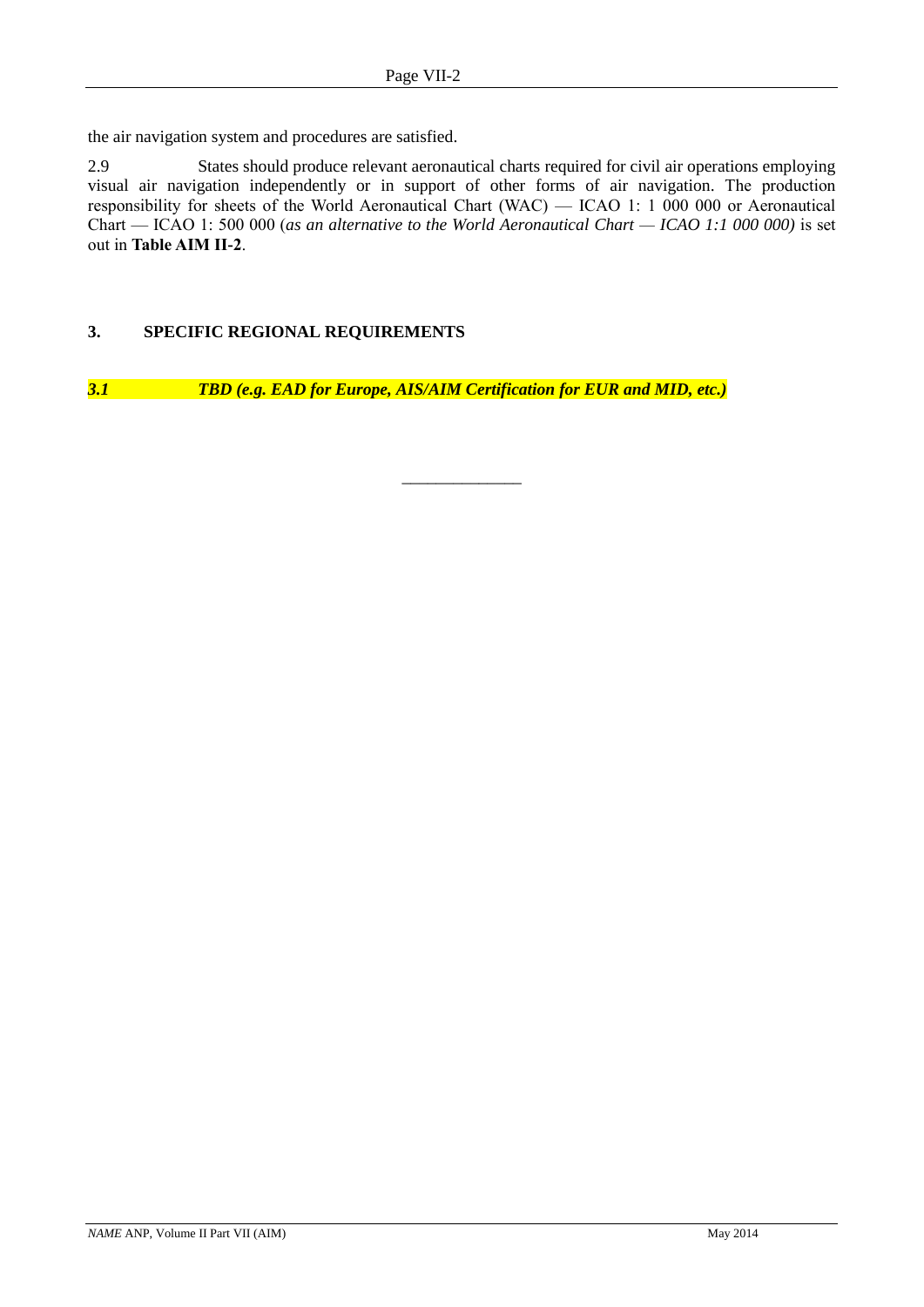the air navigation system and procedures are satisfied.

2.9 States should produce relevant aeronautical charts required for civil air operations employing visual air navigation independently or in support of other forms of air navigation. The production responsibility for sheets of the World Aeronautical Chart (WAC) — ICAO 1: 1 000 000 or Aeronautical Chart — ICAO 1: 500 000 (*as an alternative to the World Aeronautical Chart — ICAO 1:1 000 000)* is set out in **Table AIM II-2**.

## 3. SPECIFIC REGIONAL REQUIREMENTS

***3.1 TBD (e.g. EAD for Europe, AIS/AIM Certification for EUR and MID, etc.)***

_______________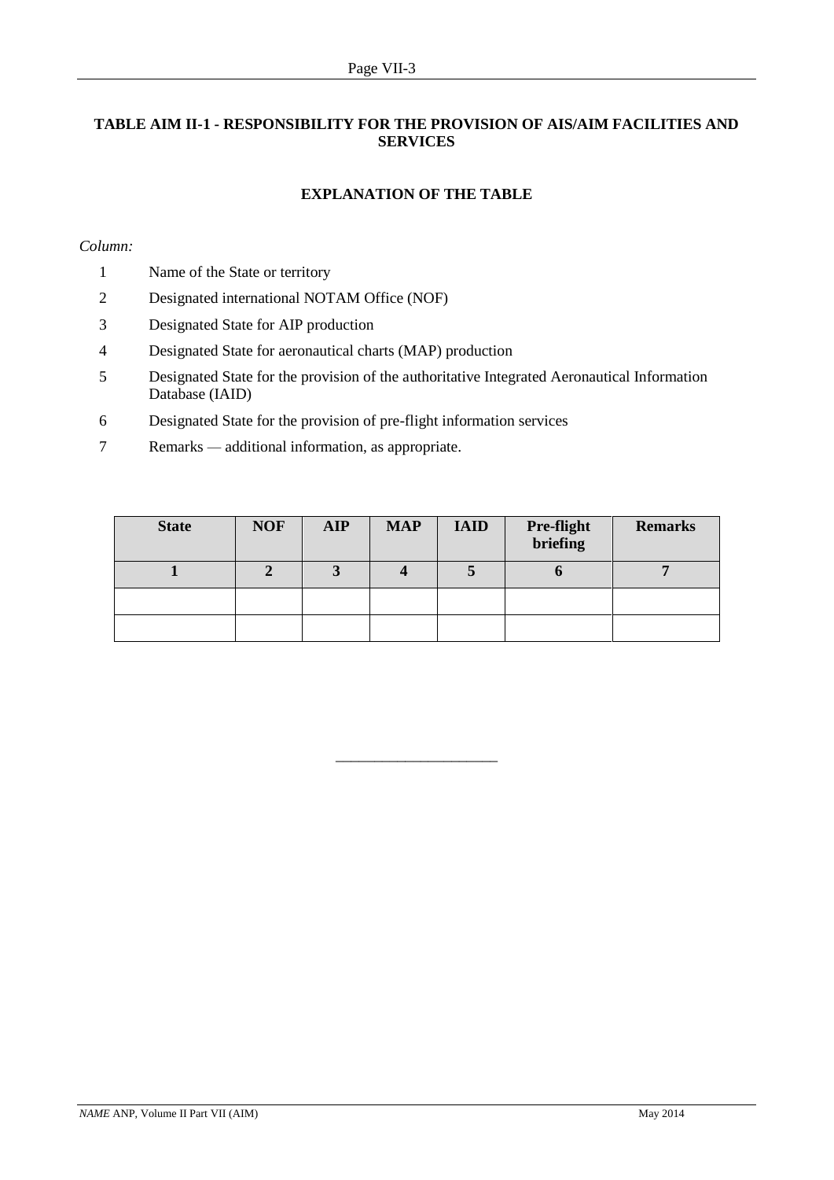## TABLE AIM II-1 - RESPONSIBILITY FOR THE PROVISION OF AIS/AIM FACILITIES AND SERVICES

### EXPLANATION OF THE TABLE

*Column:*

1 Name of the State or territory

2 Designated international NOTAM Office (NOF)

3 Designated State for AIP production

4 Designated State for aeronautical charts (MAP) production

5 Designated State for the provision of the authoritative Integrated Aeronautical Information Database (IAID)

6 Designated State for the provision of pre-flight information services

7 Remarks — additional information, as appropriate.

| State | NOF | AIP | MAP | IAID | Pre-flight briefing | Remarks |
|---|---|---|---|---|---|---|
| 1 | 2 | 3 | 4 | 5 | 6 | 7 |
| | | | | | | |
| | | | | | | |

_____________________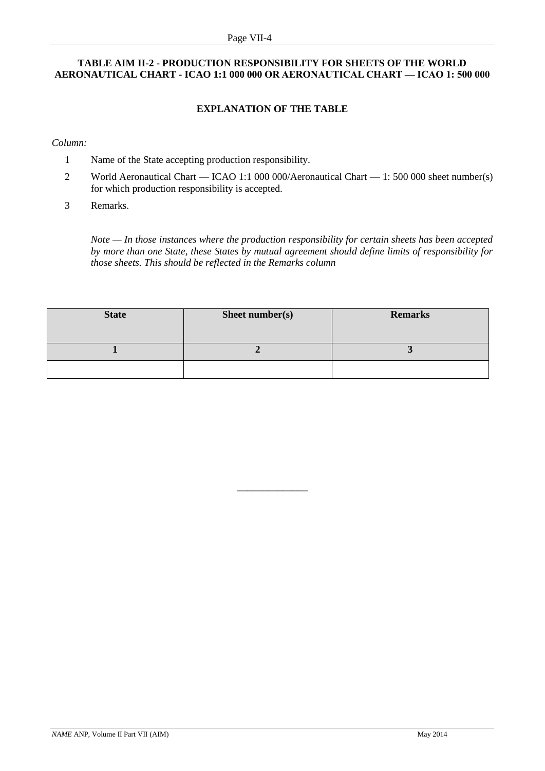**TABLE AIM II-2 - PRODUCTION RESPONSIBILITY FOR SHEETS OF THE WORLD AERONAUTICAL CHART - ICAO 1:1 000 000 OR AERONAUTICAL CHART — ICAO 1: 500 000**

**EXPLANATION OF THE TABLE**

*Column:*

1 Name of the State accepting production responsibility.

2 World Aeronautical Chart — ICAO 1:1 000 000/Aeronautical Chart — 1: 500 000 sheet number(s) for which production responsibility is accepted.

3 Remarks.

*Note — In those instances where the production responsibility for certain sheets has been accepted by more than one State, these States by mutual agreement should define limits of responsibility for those sheets. This should be reflected in the Remarks column*

| State | Sheet number(s) | Remarks |
|---|---|---|
| **1** | **2** | **3** |
| | | |

_______________